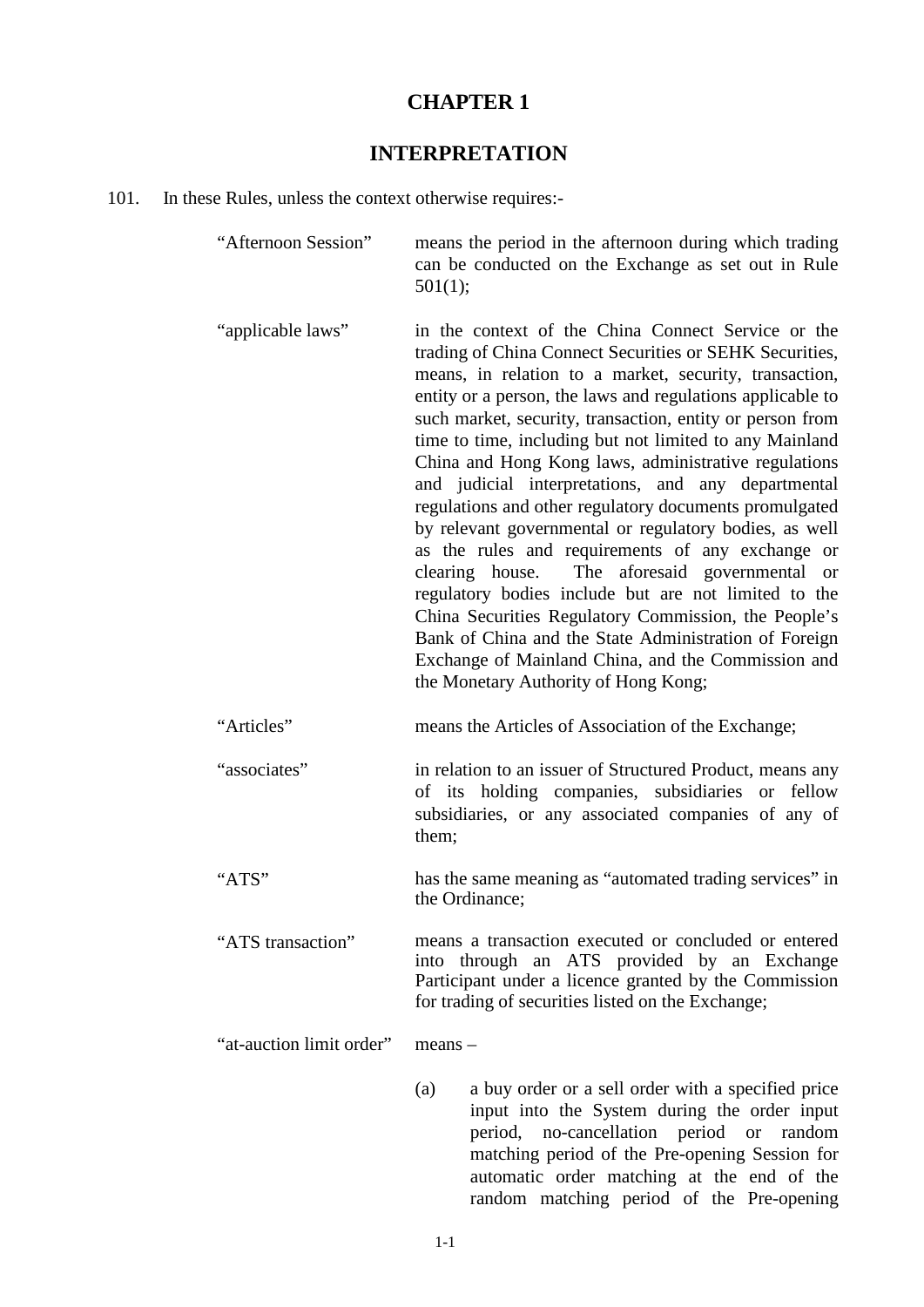# CHAPTER 1

## INTERPRETATION

101. In these Rules, unless the context otherwise requires:-

"Afternoon Session" means the period in the afternoon during which trading can be conducted on the Exchange as set out in Rule 501(1);

"applicable laws" in the context of the China Connect Service or the trading of China Connect Securities or SEHK Securities, means, in relation to a market, security, transaction, entity or a person, the laws and regulations applicable to such market, security, transaction, entity or person from time to time, including but not limited to any Mainland China and Hong Kong laws, administrative regulations and judicial interpretations, and any departmental regulations and other regulatory documents promulgated by relevant governmental or regulatory bodies, as well as the rules and requirements of any exchange or clearing house. The aforesaid governmental or regulatory bodies include but are not limited to the China Securities Regulatory Commission, the People's Bank of China and the State Administration of Foreign Exchange of Mainland China, and the Commission and the Monetary Authority of Hong Kong;

"Articles" means the Articles of Association of the Exchange;

"associates" in relation to an issuer of Structured Product, means any of its holding companies, subsidiaries or fellow subsidiaries, or any associated companies of any of them;

"ATS" has the same meaning as "automated trading services" in the Ordinance;

"ATS transaction" means a transaction executed or concluded or entered into through an ATS provided by an Exchange Participant under a licence granted by the Commission for trading of securities listed on the Exchange;

"at-auction limit order" means –

(a) a buy order or a sell order with a specified price input into the System during the order input period, no-cancellation period or random matching period of the Pre-opening Session for automatic order matching at the end of the random matching period of the Pre-opening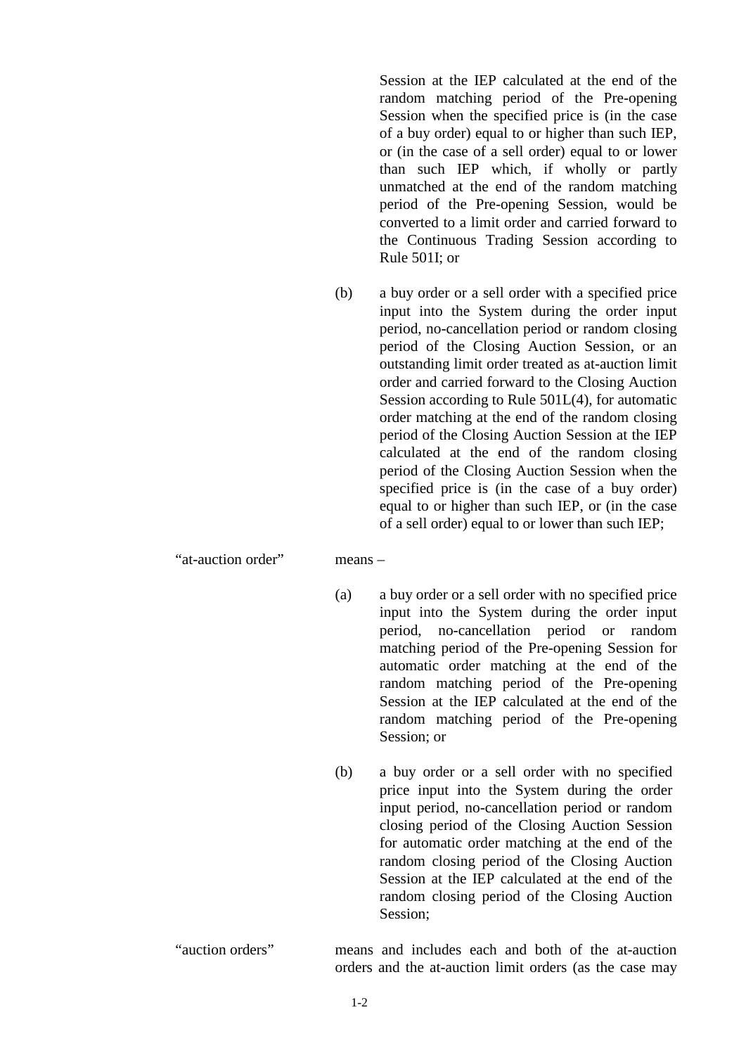Session at the IEP calculated at the end of the random matching period of the Pre-opening Session when the specified price is (in the case of a buy order) equal to or higher than such IEP, or (in the case of a sell order) equal to or lower than such IEP which, if wholly or partly unmatched at the end of the random matching period of the Pre-opening Session, would be converted to a limit order and carried forward to the Continuous Trading Session according to Rule 501I; or

(b) a buy order or a sell order with a specified price input into the System during the order input period, no-cancellation period or random closing period of the Closing Auction Session, or an outstanding limit order treated as at-auction limit order and carried forward to the Closing Auction Session according to Rule 501L(4), for automatic order matching at the end of the random closing period of the Closing Auction Session at the IEP calculated at the end of the random closing period of the Closing Auction Session when the specified price is (in the case of a buy order) equal to or higher than such IEP, or (in the case of a sell order) equal to or lower than such IEP;

"at-auction order" means –

(a) a buy order or a sell order with no specified price input into the System during the order input period, no-cancellation period or random matching period of the Pre-opening Session for automatic order matching at the end of the random matching period of the Pre-opening Session at the IEP calculated at the end of the random matching period of the Pre-opening Session; or

(b) a buy order or a sell order with no specified price input into the System during the order input period, no-cancellation period or random closing period of the Closing Auction Session for automatic order matching at the end of the random closing period of the Closing Auction Session at the IEP calculated at the end of the random closing period of the Closing Auction Session;

"auction orders" means and includes each and both of the at-auction orders and the at-auction limit orders (as the case may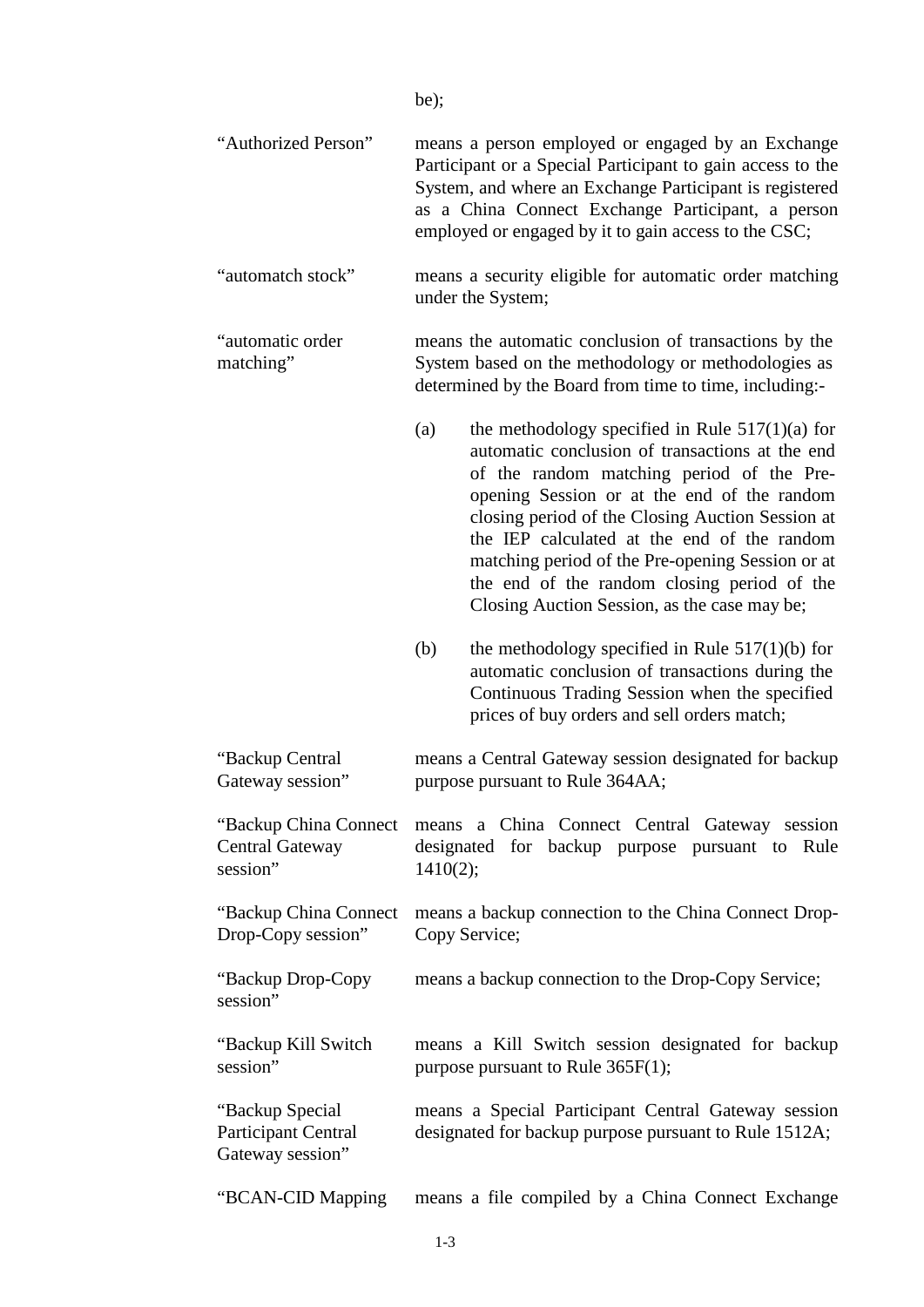be);

| | |
|---|---|
| "Authorized Person" | means a person employed or engaged by an Exchange Participant or a Special Participant to gain access to the System, and where an Exchange Participant is registered as a China Connect Exchange Participant, a person employed or engaged by it to gain access to the CSC; |
| "automatch stock" | means a security eligible for automatic order matching under the System; |
| "automatic order matching" | means the automatic conclusion of transactions by the System based on the methodology or methodologies as determined by the Board from time to time, including:-<br><br>(a) the methodology specified in Rule 517(1)(a) for automatic conclusion of transactions at the end of the random matching period of the Pre-opening Session or at the end of the random closing period of the Closing Auction Session at the IEP calculated at the end of the random matching period of the Pre-opening Session or at the end of the random closing period of the Closing Auction Session, as the case may be;<br><br>(b) the methodology specified in Rule 517(1)(b) for automatic conclusion of transactions during the Continuous Trading Session when the specified prices of buy orders and sell orders match; |
| "Backup Central Gateway session" | means a Central Gateway session designated for backup purpose pursuant to Rule 364AA; |
| "Backup China Connect Central Gateway session" | means a China Connect Central Gateway session designated for backup purpose pursuant to Rule 1410(2); |
| "Backup China Connect Drop-Copy session" | means a backup connection to the China Connect Drop-Copy Service; |
| "Backup Drop-Copy session" | means a backup connection to the Drop-Copy Service; |
| "Backup Kill Switch session" | means a Kill Switch session designated for backup purpose pursuant to Rule 365F(1); |
| "Backup Special Participant Central Gateway session" | means a Special Participant Central Gateway session designated for backup purpose pursuant to Rule 1512A; |
| "BCAN-CID Mapping | means a file compiled by a China Connect Exchange |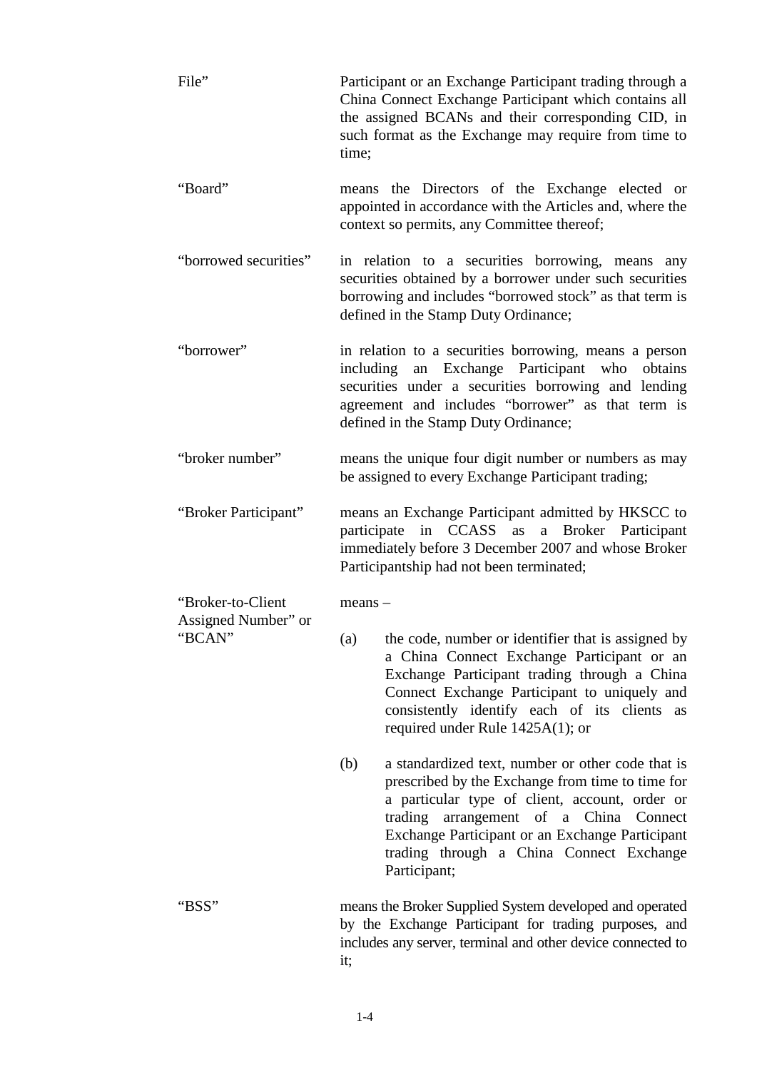| | |
|---|---|
| File” | Participant or an Exchange Participant trading through a China Connect Exchange Participant which contains all the assigned BCANs and their corresponding CID, in such format as the Exchange may require from time to time; |
| “Board” | means the Directors of the Exchange elected or appointed in accordance with the Articles and, where the context so permits, any Committee thereof; |
| “borrowed securities” | in relation to a securities borrowing, means any securities obtained by a borrower under such securities borrowing and includes “borrowed stock” as that term is defined in the Stamp Duty Ordinance; |
| “borrower” | in relation to a securities borrowing, means a person including an Exchange Participant who obtains securities under a securities borrowing and lending agreement and includes “borrower” as that term is defined in the Stamp Duty Ordinance; |
| “broker number” | means the unique four digit number or numbers as may be assigned to every Exchange Participant trading; |
| “Broker Participant” | means an Exchange Participant admitted by HKSCC to participate in CCASS as a Broker Participant immediately before 3 December 2007 and whose Broker Participantship had not been terminated; |
| “Broker-to-Client Assigned Number” or “BCAN” | means –<br><br>(a) the code, number or identifier that is assigned by a China Connect Exchange Participant or an Exchange Participant trading through a China Connect Exchange Participant to uniquely and consistently identify each of its clients as required under Rule 1425A(1); or<br><br>(b) a standardized text, number or other code that is prescribed by the Exchange from time to time for a particular type of client, account, order or trading arrangement of a China Connect Exchange Participant or an Exchange Participant trading through a China Connect Exchange Participant; |
| “BSS” | means the Broker Supplied System developed and operated by the Exchange Participant for trading purposes, and includes any server, terminal and other device connected to it; |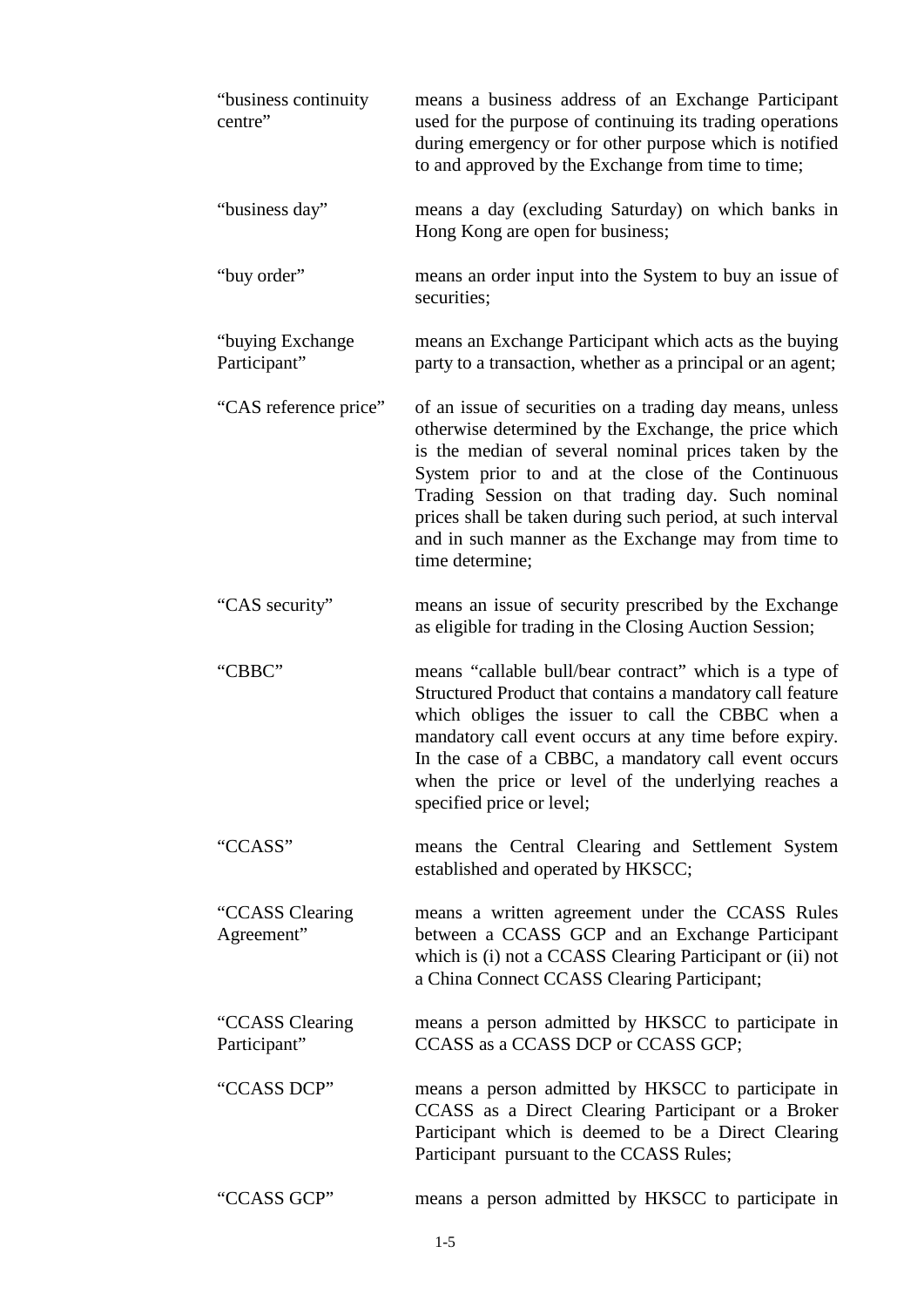| | |
|---|---|
| "business continuity centre" | means a business address of an Exchange Participant used for the purpose of continuing its trading operations during emergency or for other purpose which is notified to and approved by the Exchange from time to time; |
| "business day" | means a day (excluding Saturday) on which banks in Hong Kong are open for business; |
| "buy order" | means an order input into the System to buy an issue of securities; |
| "buying Exchange Participant" | means an Exchange Participant which acts as the buying party to a transaction, whether as a principal or an agent; |
| "CAS reference price" | of an issue of securities on a trading day means, unless otherwise determined by the Exchange, the price which is the median of several nominal prices taken by the System prior to and at the close of the Continuous Trading Session on that trading day. Such nominal prices shall be taken during such period, at such interval and in such manner as the Exchange may from time to time determine; |
| "CAS security" | means an issue of security prescribed by the Exchange as eligible for trading in the Closing Auction Session; |
| "CBBC" | means "callable bull/bear contract" which is a type of Structured Product that contains a mandatory call feature which obliges the issuer to call the CBBC when a mandatory call event occurs at any time before expiry. In the case of a CBBC, a mandatory call event occurs when the price or level of the underlying reaches a specified price or level; |
| "CCASS" | means the Central Clearing and Settlement System established and operated by HKSCC; |
| "CCASS Clearing Agreement" | means a written agreement under the CCASS Rules between a CCASS GCP and an Exchange Participant which is (i) not a CCASS Clearing Participant or (ii) not a China Connect CCASS Clearing Participant; |
| "CCASS Clearing Participant" | means a person admitted by HKSCC to participate in CCASS as a CCASS DCP or CCASS GCP; |
| "CCASS DCP" | means a person admitted by HKSCC to participate in CCASS as a Direct Clearing Participant or a Broker Participant which is deemed to be a Direct Clearing Participant pursuant to the CCASS Rules; |
| "CCASS GCP" | means a person admitted by HKSCC to participate in |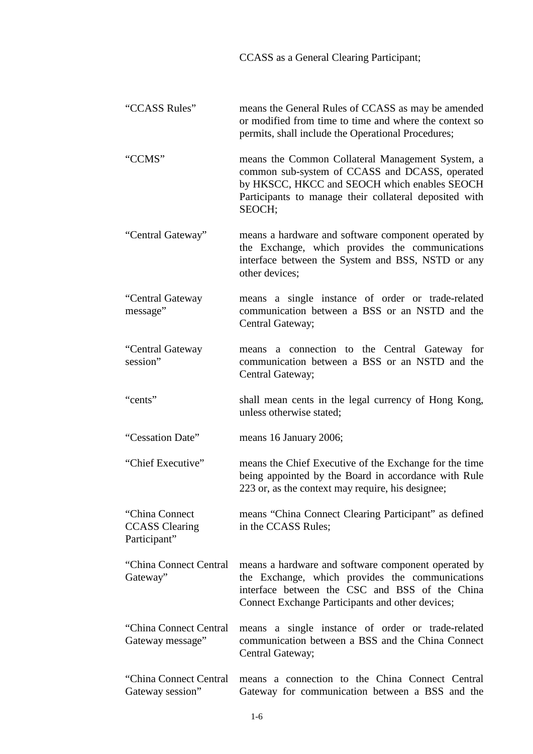CCASS as a General Clearing Participant;

| | |
|---|---|
| "CCASS Rules" | means the General Rules of CCASS as may be amended or modified from time to time and where the context so permits, shall include the Operational Procedures; |
| "CCMS" | means the Common Collateral Management System, a common sub-system of CCASS and DCASS, operated by HKSCC, HKCC and SEOCH which enables SEOCH Participants to manage their collateral deposited with SEOCH; |
| "Central Gateway" | means a hardware and software component operated by the Exchange, which provides the communications interface between the System and BSS, NSTD or any other devices; |
| "Central Gateway message" | means a single instance of order or trade-related communication between a BSS or an NSTD and the Central Gateway; |
| "Central Gateway session" | means a connection to the Central Gateway for communication between a BSS or an NSTD and the Central Gateway; |
| "cents" | shall mean cents in the legal currency of Hong Kong, unless otherwise stated; |
| "Cessation Date" | means 16 January 2006; |
| "Chief Executive" | means the Chief Executive of the Exchange for the time being appointed by the Board in accordance with Rule 223 or, as the context may require, his designee; |
| "China Connect CCASS Clearing Participant" | means "China Connect Clearing Participant" as defined in the CCASS Rules; |
| "China Connect Central Gateway" | means a hardware and software component operated by the Exchange, which provides the communications interface between the CSC and BSS of the China Connect Exchange Participants and other devices; |
| "China Connect Central Gateway message" | means a single instance of order or trade-related communication between a BSS and the China Connect Central Gateway; |
| "China Connect Central Gateway session" | means a connection to the China Connect Central Gateway for communication between a BSS and the |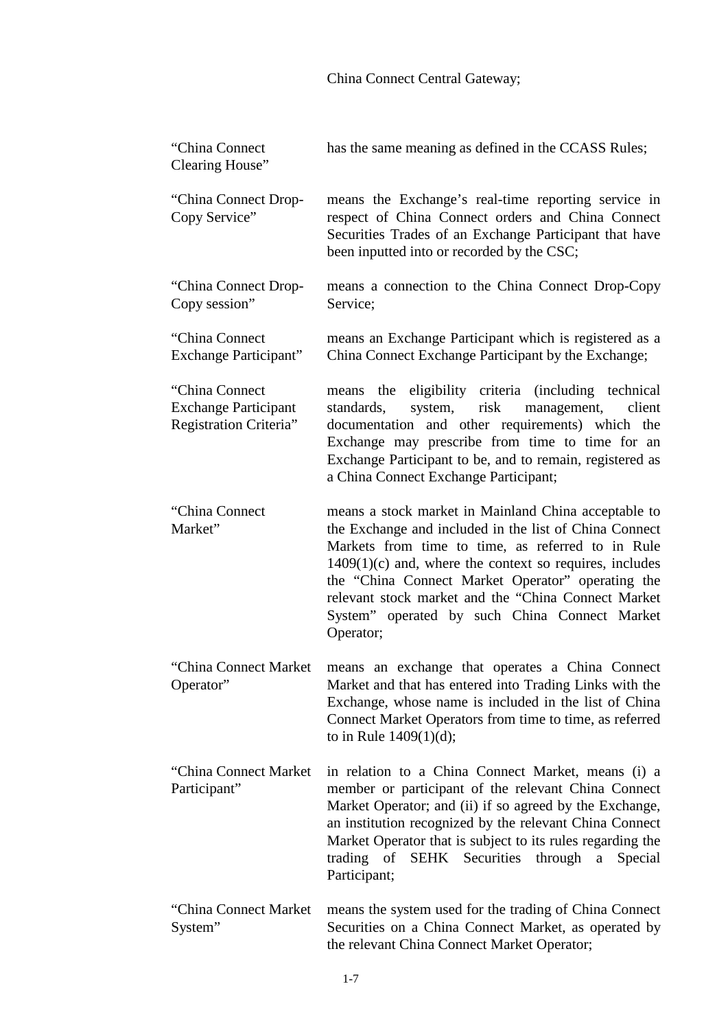China Connect Central Gateway;

| | |
|---|---|
| "China Connect Clearing House" | has the same meaning as defined in the CCASS Rules; |
| "China Connect Drop-Copy Service" | means the Exchange's real-time reporting service in respect of China Connect orders and China Connect Securities Trades of an Exchange Participant that have been inputted into or recorded by the CSC; |
| "China Connect Drop-Copy session" | means a connection to the China Connect Drop-Copy Service; |
| "China Connect Exchange Participant" | means an Exchange Participant which is registered as a China Connect Exchange Participant by the Exchange; |
| "China Connect Exchange Participant Registration Criteria" | means the eligibility criteria (including technical standards, system, risk management, client documentation and other requirements) which the Exchange may prescribe from time to time for an Exchange Participant to be, and to remain, registered as a China Connect Exchange Participant; |
| "China Connect Market" | means a stock market in Mainland China acceptable to the Exchange and included in the list of China Connect Markets from time to time, as referred to in Rule 1409(1)(c) and, where the context so requires, includes the "China Connect Market Operator" operating the relevant stock market and the "China Connect Market System" operated by such China Connect Market Operator; |
| "China Connect Market Operator" | means an exchange that operates a China Connect Market and that has entered into Trading Links with the Exchange, whose name is included in the list of China Connect Market Operators from time to time, as referred to in Rule 1409(1)(d); |
| "China Connect Market Participant" | in relation to a China Connect Market, means (i) a member or participant of the relevant China Connect Market Operator; and (ii) if so agreed by the Exchange, an institution recognized by the relevant China Connect Market Operator that is subject to its rules regarding the trading of SEHK Securities through a Special Participant; |
| "China Connect Market System" | means the system used for the trading of China Connect Securities on a China Connect Market, as operated by the relevant China Connect Market Operator; |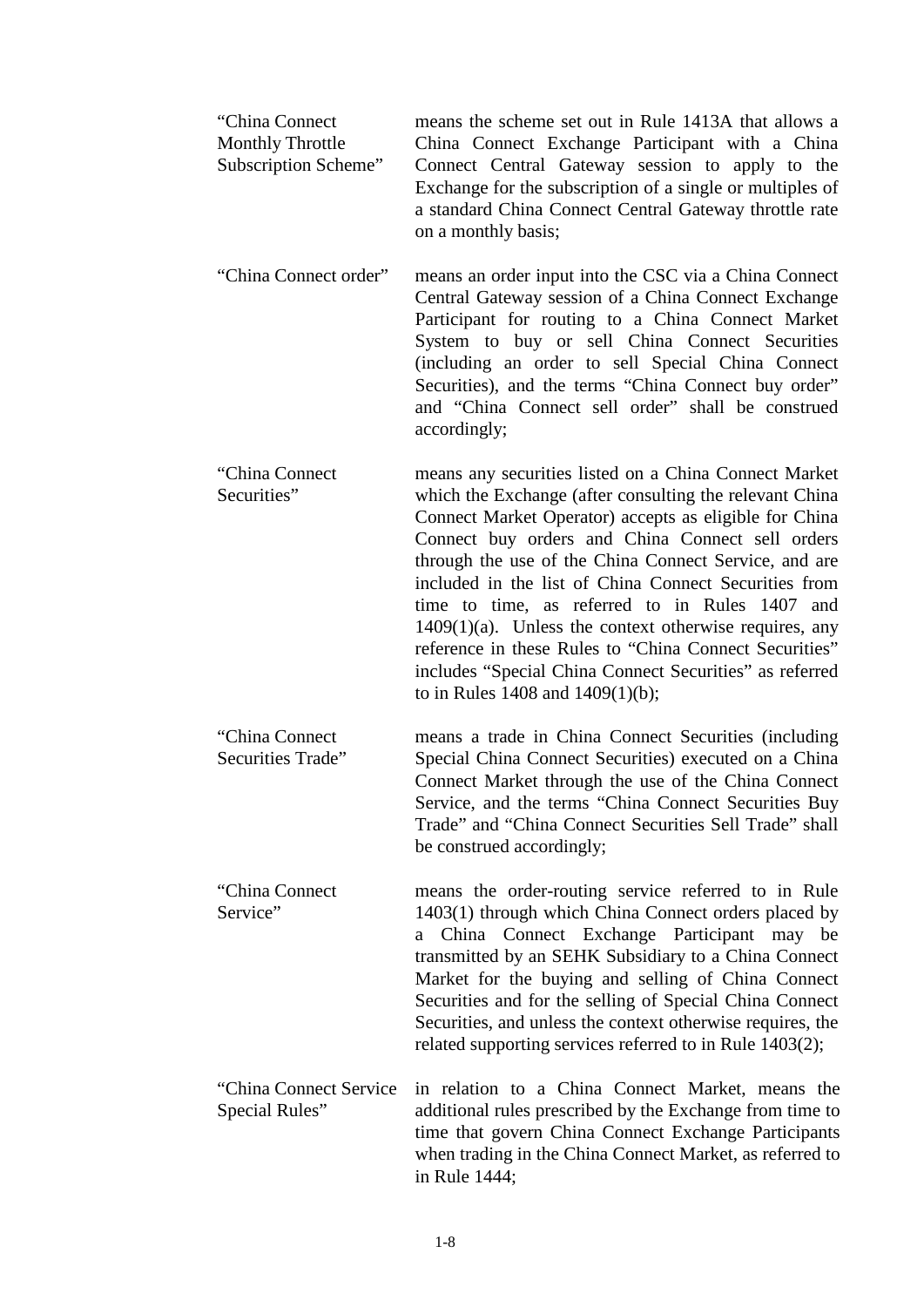| | |
|---|---|
| "China Connect Monthly Throttle Subscription Scheme" | means the scheme set out in Rule 1413A that allows a China Connect Exchange Participant with a China Connect Central Gateway session to apply to the Exchange for the subscription of a single or multiples of a standard China Connect Central Gateway throttle rate on a monthly basis; |
| "China Connect order" | means an order input into the CSC via a China Connect Central Gateway session of a China Connect Exchange Participant for routing to a China Connect Market System to buy or sell China Connect Securities (including an order to sell Special China Connect Securities), and the terms "China Connect buy order" and "China Connect sell order" shall be construed accordingly; |
| "China Connect Securities" | means any securities listed on a China Connect Market which the Exchange (after consulting the relevant China Connect Market Operator) accepts as eligible for China Connect buy orders and China Connect sell orders through the use of the China Connect Service, and are included in the list of China Connect Securities from time to time, as referred to in Rules 1407 and 1409(1)(a). Unless the context otherwise requires, any reference in these Rules to "China Connect Securities" includes "Special China Connect Securities" as referred to in Rules 1408 and 1409(1)(b); |
| "China Connect Securities Trade" | means a trade in China Connect Securities (including Special China Connect Securities) executed on a China Connect Market through the use of the China Connect Service, and the terms "China Connect Securities Buy Trade" and "China Connect Securities Sell Trade" shall be construed accordingly; |
| "China Connect Service" | means the order-routing service referred to in Rule 1403(1) through which China Connect orders placed by a China Connect Exchange Participant may be transmitted by an SEHK Subsidiary to a China Connect Market for the buying and selling of China Connect Securities and for the selling of Special China Connect Securities, and unless the context otherwise requires, the related supporting services referred to in Rule 1403(2); |
| "China Connect Service Special Rules" | in relation to a China Connect Market, means the additional rules prescribed by the Exchange from time to time that govern China Connect Exchange Participants when trading in the China Connect Market, as referred to in Rule 1444; |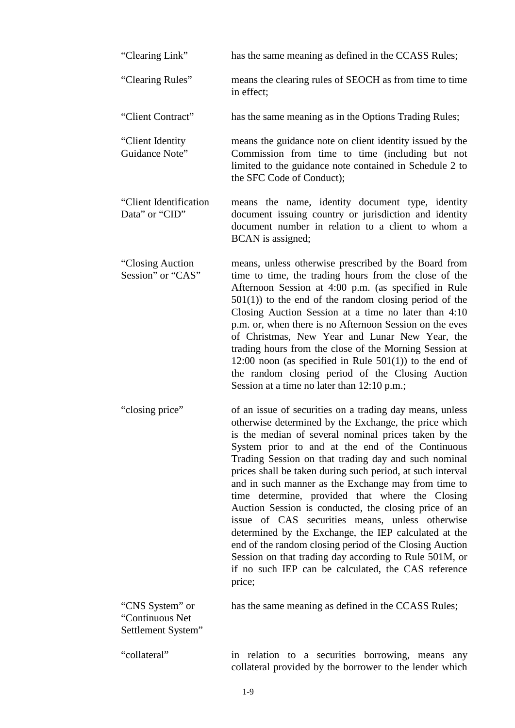| | |
|---|---|
| "Clearing Link" | has the same meaning as defined in the CCASS Rules; |
| "Clearing Rules" | means the clearing rules of SEOCH as from time to time in effect; |
| "Client Contract" | has the same meaning as in the Options Trading Rules; |
| "Client Identity Guidance Note" | means the guidance note on client identity issued by the Commission from time to time (including but not limited to the guidance note contained in Schedule 2 to the SFC Code of Conduct); |
| "Client Identification Data" or "CID" | means the name, identity document type, identity document issuing country or jurisdiction and identity document number in relation to a client to whom a BCAN is assigned; |
| "Closing Auction Session" or "CAS" | means, unless otherwise prescribed by the Board from time to time, the trading hours from the close of the Afternoon Session at 4:00 p.m. (as specified in Rule 501(1)) to the end of the random closing period of the Closing Auction Session at a time no later than 4:10 p.m. or, when there is no Afternoon Session on the eves of Christmas, New Year and Lunar New Year, the trading hours from the close of the Morning Session at 12:00 noon (as specified in Rule 501(1)) to the end of the random closing period of the Closing Auction Session at a time no later than 12:10 p.m.; |
| "closing price" | of an issue of securities on a trading day means, unless otherwise determined by the Exchange, the price which is the median of several nominal prices taken by the System prior to and at the end of the Continuous Trading Session on that trading day and such nominal prices shall be taken during such period, at such interval and in such manner as the Exchange may from time to time determine, provided that where the Closing Auction Session is conducted, the closing price of an issue of CAS securities means, unless otherwise determined by the Exchange, the IEP calculated at the end of the random closing period of the Closing Auction Session on that trading day according to Rule 501M, or if no such IEP can be calculated, the CAS reference price; |
| "CNS System" or "Continuous Net Settlement System" | has the same meaning as defined in the CCASS Rules; |
| "collateral" | in relation to a securities borrowing, means any collateral provided by the borrower to the lender which |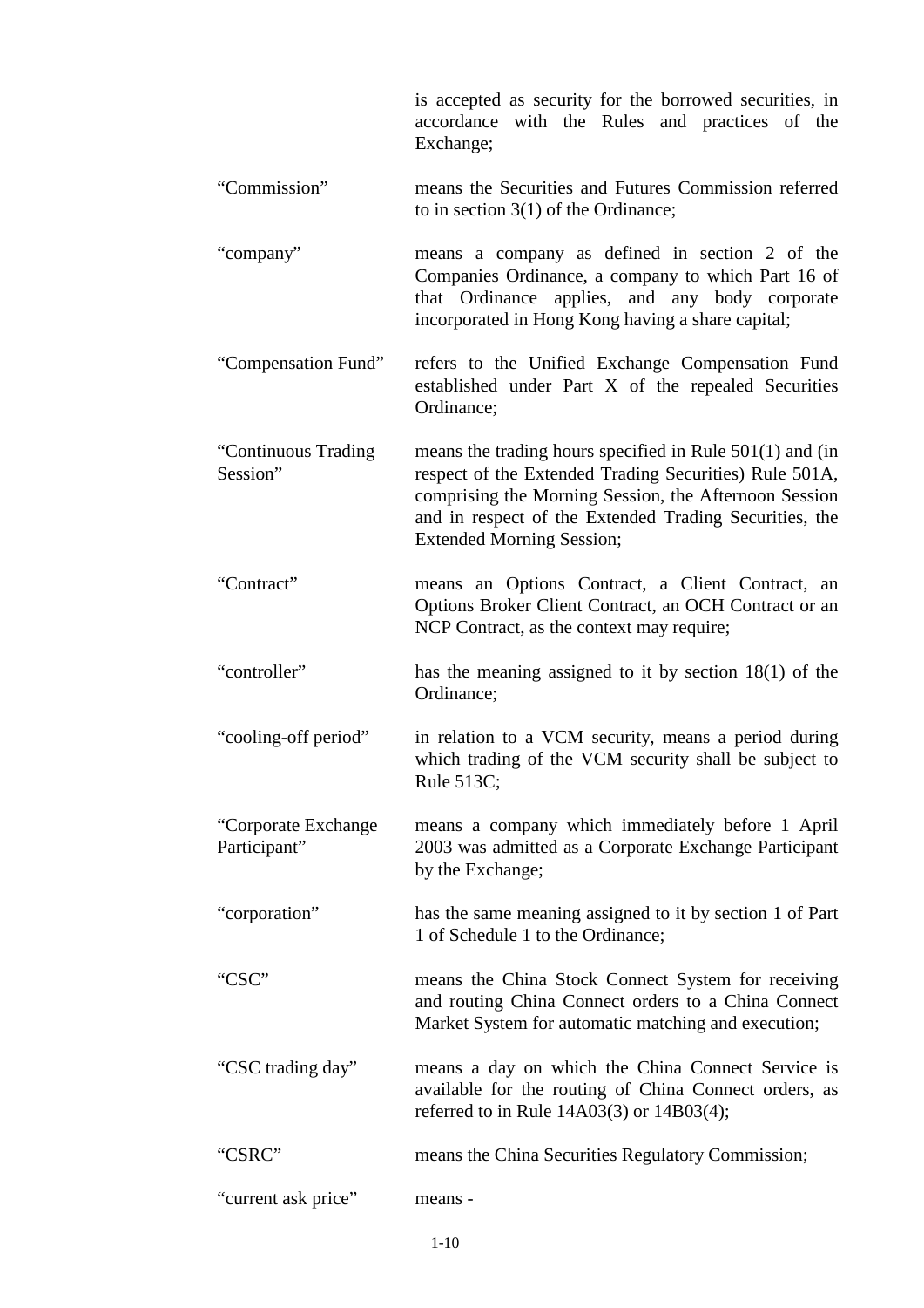is accepted as security for the borrowed securities, in accordance with the Rules and practices of the Exchange;

| | |
|---|---|
| "Commission" | means the Securities and Futures Commission referred to in section 3(1) of the Ordinance; |
| "company" | means a company as defined in section 2 of the Companies Ordinance, a company to which Part 16 of that Ordinance applies, and any body corporate incorporated in Hong Kong having a share capital; |
| "Compensation Fund" | refers to the Unified Exchange Compensation Fund established under Part X of the repealed Securities Ordinance; |
| "Continuous Trading Session" | means the trading hours specified in Rule 501(1) and (in respect of the Extended Trading Securities) Rule 501A, comprising the Morning Session, the Afternoon Session and in respect of the Extended Trading Securities, the Extended Morning Session; |
| "Contract" | means an Options Contract, a Client Contract, an Options Broker Client Contract, an OCH Contract or an NCP Contract, as the context may require; |
| "controller" | has the meaning assigned to it by section 18(1) of the Ordinance; |
| "cooling-off period" | in relation to a VCM security, means a period during which trading of the VCM security shall be subject to Rule 513C; |
| "Corporate Exchange Participant" | means a company which immediately before 1 April 2003 was admitted as a Corporate Exchange Participant by the Exchange; |
| "corporation" | has the same meaning assigned to it by section 1 of Part 1 of Schedule 1 to the Ordinance; |
| "CSC" | means the China Stock Connect System for receiving and routing China Connect orders to a China Connect Market System for automatic matching and execution; |
| "CSC trading day" | means a day on which the China Connect Service is available for the routing of China Connect orders, as referred to in Rule 14A03(3) or 14B03(4); |
| "CSRC" | means the China Securities Regulatory Commission; |
| "current ask price" | means - |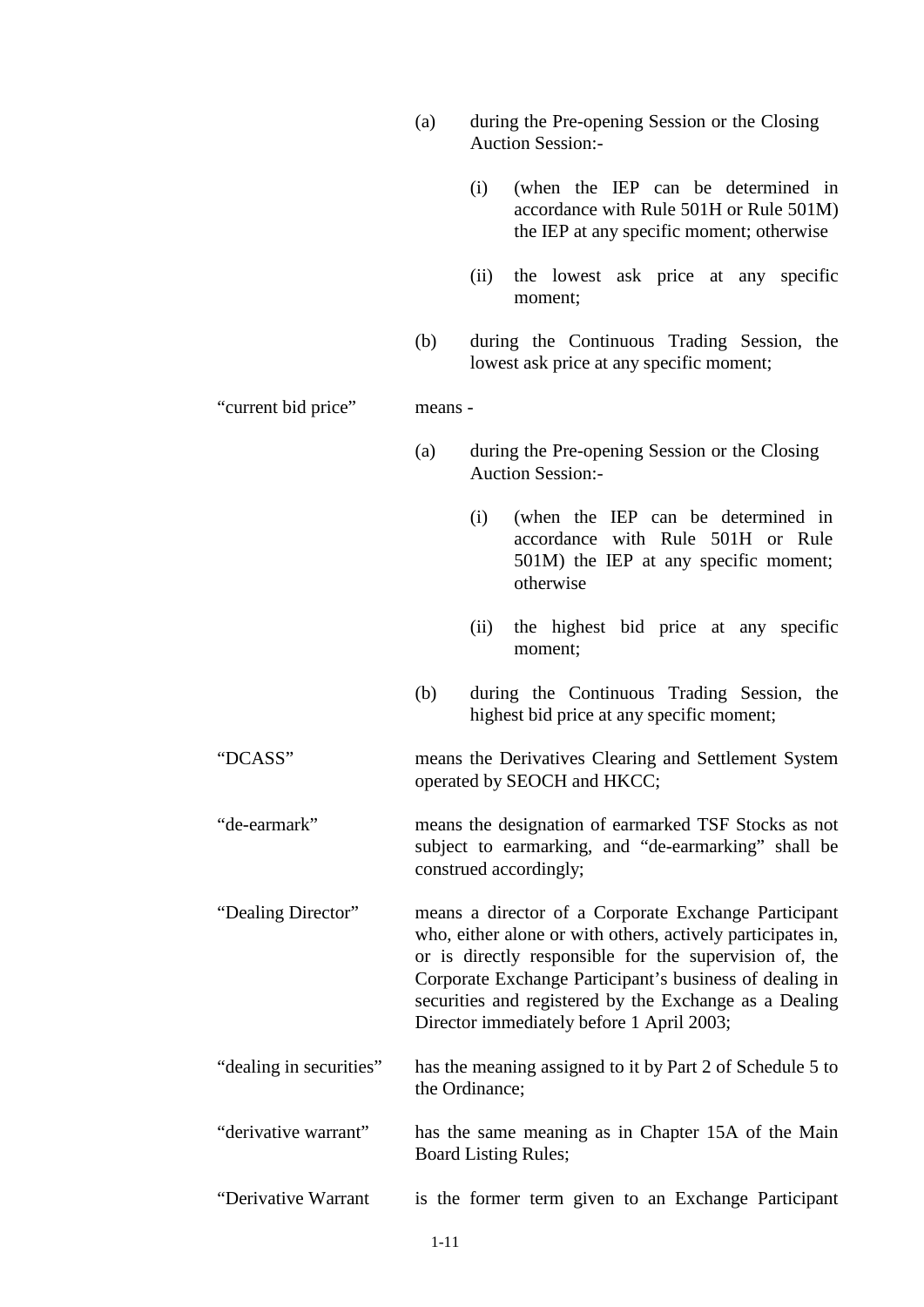(a) during the Pre-opening Session or the Closing Auction Session:-

(i) (when the IEP can be determined in accordance with Rule 501H or Rule 501M) the IEP at any specific moment; otherwise

(ii) the lowest ask price at any specific moment;

(b) during the Continuous Trading Session, the lowest ask price at any specific moment;

"current bid price" means -

(a) during the Pre-opening Session or the Closing Auction Session:-

(i) (when the IEP can be determined in accordance with Rule 501H or Rule 501M) the IEP at any specific moment; otherwise

(ii) the highest bid price at any specific moment;

(b) during the Continuous Trading Session, the highest bid price at any specific moment;

"DCASS" means the Derivatives Clearing and Settlement System operated by SEOCH and HKCC;

"de-earmark" means the designation of earmarked TSF Stocks as not subject to earmarking, and "de-earmarking" shall be construed accordingly;

"Dealing Director" means a director of a Corporate Exchange Participant who, either alone or with others, actively participates in, or is directly responsible for the supervision of, the Corporate Exchange Participant's business of dealing in securities and registered by the Exchange as a Dealing Director immediately before 1 April 2003;

"dealing in securities" has the meaning assigned to it by Part 2 of Schedule 5 to the Ordinance;

"derivative warrant" has the same meaning as in Chapter 15A of the Main Board Listing Rules;

"Derivative Warrant is the former term given to an Exchange Participant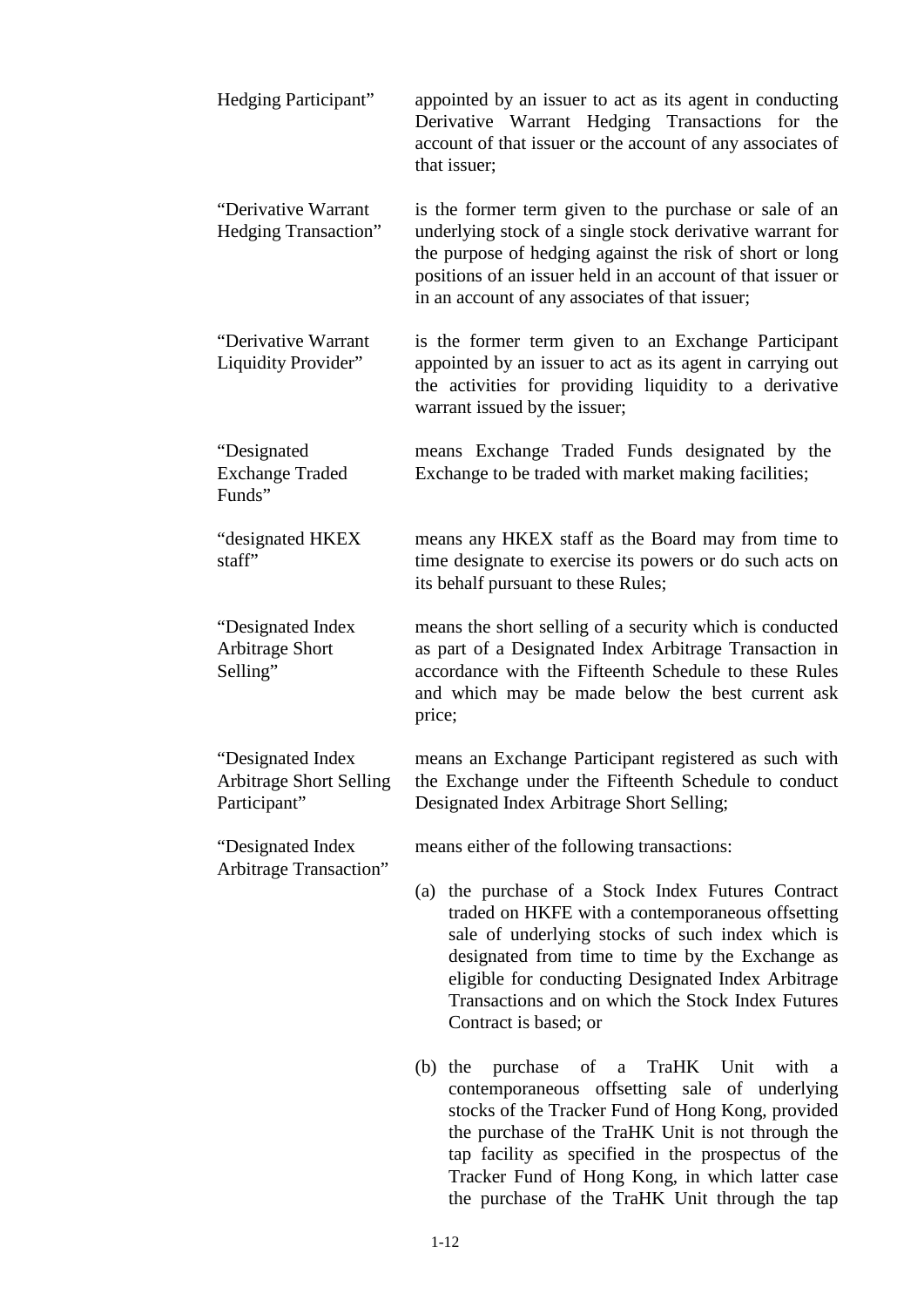| | |
|---|---|
| Hedging Participant” | appointed by an issuer to act as its agent in conducting Derivative Warrant Hedging Transactions for the account of that issuer or the account of any associates of that issuer; |
| “Derivative Warrant Hedging Transaction” | is the former term given to the purchase or sale of an underlying stock of a single stock derivative warrant for the purpose of hedging against the risk of short or long positions of an issuer held in an account of that issuer or in an account of any associates of that issuer; |
| “Derivative Warrant Liquidity Provider” | is the former term given to an Exchange Participant appointed by an issuer to act as its agent in carrying out the activities for providing liquidity to a derivative warrant issued by the issuer; |
| “Designated Exchange Traded Funds” | means Exchange Traded Funds designated by the Exchange to be traded with market making facilities; |
| “designated HKEX staff” | means any HKEX staff as the Board may from time to time designate to exercise its powers or do such acts on its behalf pursuant to these Rules; |
| “Designated Index Arbitrage Short Selling” | means the short selling of a security which is conducted as part of a Designated Index Arbitrage Transaction in accordance with the Fifteenth Schedule to these Rules and which may be made below the best current ask price; |
| “Designated Index Arbitrage Short Selling Participant” | means an Exchange Participant registered as such with the Exchange under the Fifteenth Schedule to conduct Designated Index Arbitrage Short Selling; |
| “Designated Index Arbitrage Transaction” | means either of the following transactions:<br><br>(a) the purchase of a Stock Index Futures Contract traded on HKFE with a contemporaneous offsetting sale of underlying stocks of such index which is designated from time to time by the Exchange as eligible for conducting Designated Index Arbitrage Transactions and on which the Stock Index Futures Contract is based; or<br><br>(b) the purchase of a TraHK Unit with a contemporaneous offsetting sale of underlying stocks of the Tracker Fund of Hong Kong, provided the purchase of the TraHK Unit is not through the tap facility as specified in the prospectus of the Tracker Fund of Hong Kong, in which latter case the purchase of the TraHK Unit through the tap |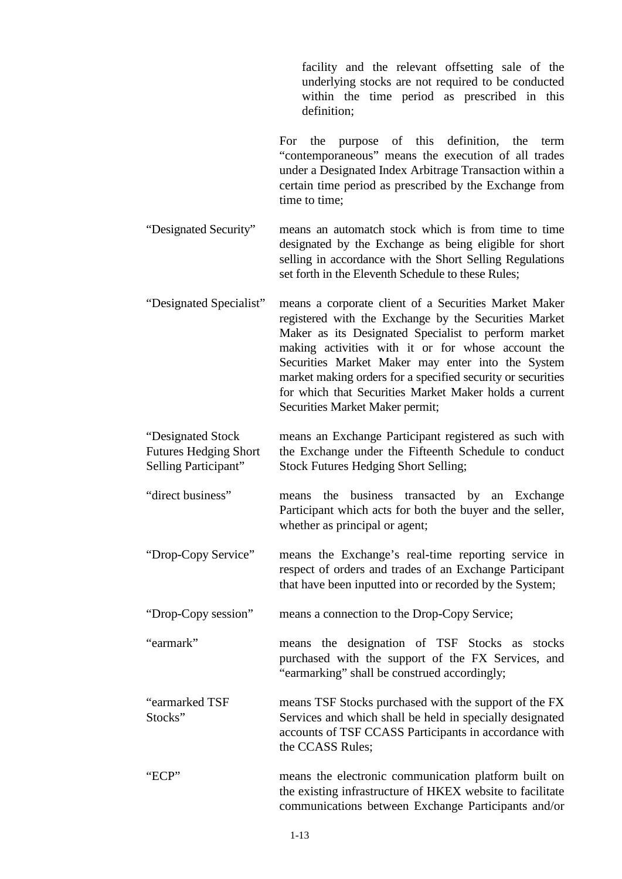facility and the relevant offsetting sale of the underlying stocks are not required to be conducted within the time period as prescribed in this definition;

For the purpose of this definition, the term "contemporaneous" means the execution of all trades under a Designated Index Arbitrage Transaction within a certain time period as prescribed by the Exchange from time to time;

| | |
|---|---|
| "Designated Security" | means an automatch stock which is from time to time designated by the Exchange as being eligible for short selling in accordance with the Short Selling Regulations set forth in the Eleventh Schedule to these Rules; |
| "Designated Specialist" | means a corporate client of a Securities Market Maker registered with the Exchange by the Securities Market Maker as its Designated Specialist to perform market making activities with it or for whose account the Securities Market Maker may enter into the System market making orders for a specified security or securities for which that Securities Market Maker holds a current Securities Market Maker permit; |
| "Designated Stock Futures Hedging Short Selling Participant" | means an Exchange Participant registered as such with the Exchange under the Fifteenth Schedule to conduct Stock Futures Hedging Short Selling; |
| "direct business" | means the business transacted by an Exchange Participant which acts for both the buyer and the seller, whether as principal or agent; |
| "Drop-Copy Service" | means the Exchange's real-time reporting service in respect of orders and trades of an Exchange Participant that have been inputted into or recorded by the System; |
| "Drop-Copy session" | means a connection to the Drop-Copy Service; |
| "earmark" | means the designation of TSF Stocks as stocks purchased with the support of the FX Services, and "earmarking" shall be construed accordingly; |
| "earmarked TSF Stocks" | means TSF Stocks purchased with the support of the FX Services and which shall be held in specially designated accounts of TSF CCASS Participants in accordance with the CCASS Rules; |
| "ECP" | means the electronic communication platform built on the existing infrastructure of HKEX website to facilitate communications between Exchange Participants and/or |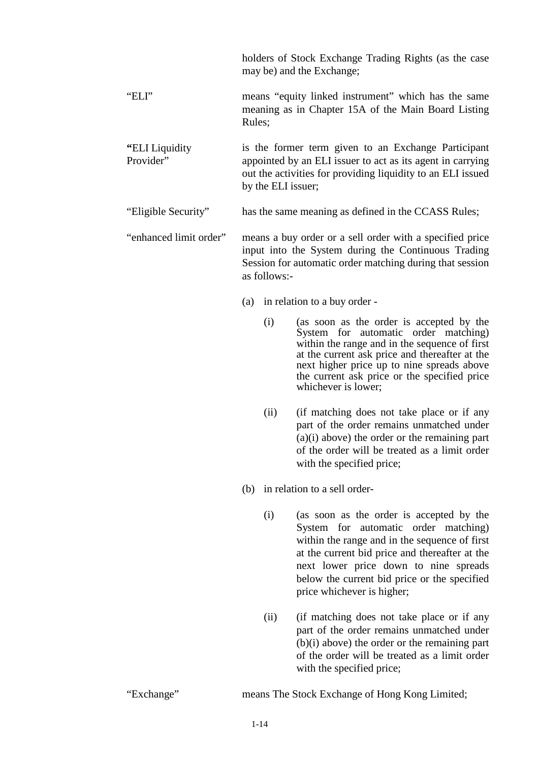holders of Stock Exchange Trading Rights (as the case may be) and the Exchange;

"ELI" means "equity linked instrument" which has the same meaning as in Chapter 15A of the Main Board Listing Rules;

"ELI Liquidity Provider" is the former term given to an Exchange Participant appointed by an ELI issuer to act as its agent in carrying out the activities for providing liquidity to an ELI issued by the ELI issuer;

"Eligible Security" has the same meaning as defined in the CCASS Rules;

"enhanced limit order" means a buy order or a sell order with a specified price input into the System during the Continuous Trading Session for automatic order matching during that session as follows:-

(a) in relation to a buy order -

(i) (as soon as the order is accepted by the System for automatic order matching) within the range and in the sequence of first at the current ask price and thereafter at the next higher price up to nine spreads above the current ask price or the specified price whichever is lower;

(ii) (if matching does not take place or if any part of the order remains unmatched under (a)(i) above) the order or the remaining part of the order will be treated as a limit order with the specified price;

(b) in relation to a sell order-

(i) (as soon as the order is accepted by the System for automatic order matching) within the range and in the sequence of first at the current bid price and thereafter at the next lower price down to nine spreads below the current bid price or the specified price whichever is higher;

(ii) (if matching does not take place or if any part of the order remains unmatched under (b)(i) above) the order or the remaining part of the order will be treated as a limit order with the specified price;

"Exchange" means The Stock Exchange of Hong Kong Limited;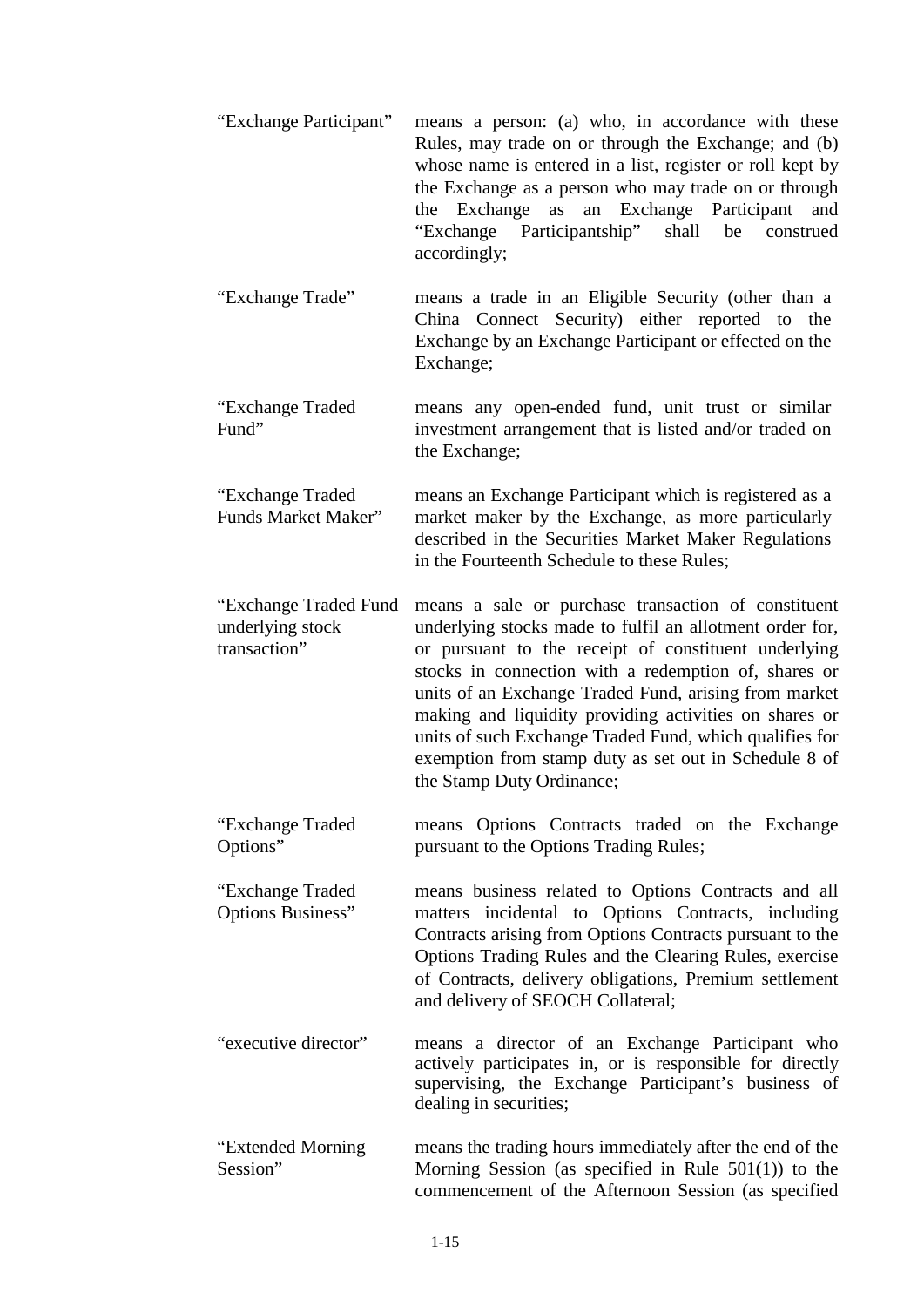| | |
|---|---|
| "Exchange Participant" | means a person: (a) who, in accordance with these Rules, may trade on or through the Exchange; and (b) whose name is entered in a list, register or roll kept by the Exchange as a person who may trade on or through the Exchange as an Exchange Participant and "Exchange Participantship" shall be construed accordingly; |
| "Exchange Trade" | means a trade in an Eligible Security (other than a China Connect Security) either reported to the Exchange by an Exchange Participant or effected on the Exchange; |
| "Exchange Traded Fund" | means any open-ended fund, unit trust or similar investment arrangement that is listed and/or traded on the Exchange; |
| "Exchange Traded Funds Market Maker" | means an Exchange Participant which is registered as a market maker by the Exchange, as more particularly described in the Securities Market Maker Regulations in the Fourteenth Schedule to these Rules; |
| "Exchange Traded Fund underlying stock transaction" | means a sale or purchase transaction of constituent underlying stocks made to fulfil an allotment order for, or pursuant to the receipt of constituent underlying stocks in connection with a redemption of, shares or units of an Exchange Traded Fund, arising from market making and liquidity providing activities on shares or units of such Exchange Traded Fund, which qualifies for exemption from stamp duty as set out in Schedule 8 of the Stamp Duty Ordinance; |
| "Exchange Traded Options" | means Options Contracts traded on the Exchange pursuant to the Options Trading Rules; |
| "Exchange Traded Options Business" | means business related to Options Contracts and all matters incidental to Options Contracts, including Contracts arising from Options Contracts pursuant to the Options Trading Rules and the Clearing Rules, exercise of Contracts, delivery obligations, Premium settlement and delivery of SEOCH Collateral; |
| "executive director" | means a director of an Exchange Participant who actively participates in, or is responsible for directly supervising, the Exchange Participant's business of dealing in securities; |
| "Extended Morning Session" | means the trading hours immediately after the end of the Morning Session (as specified in Rule 501(1)) to the commencement of the Afternoon Session (as specified |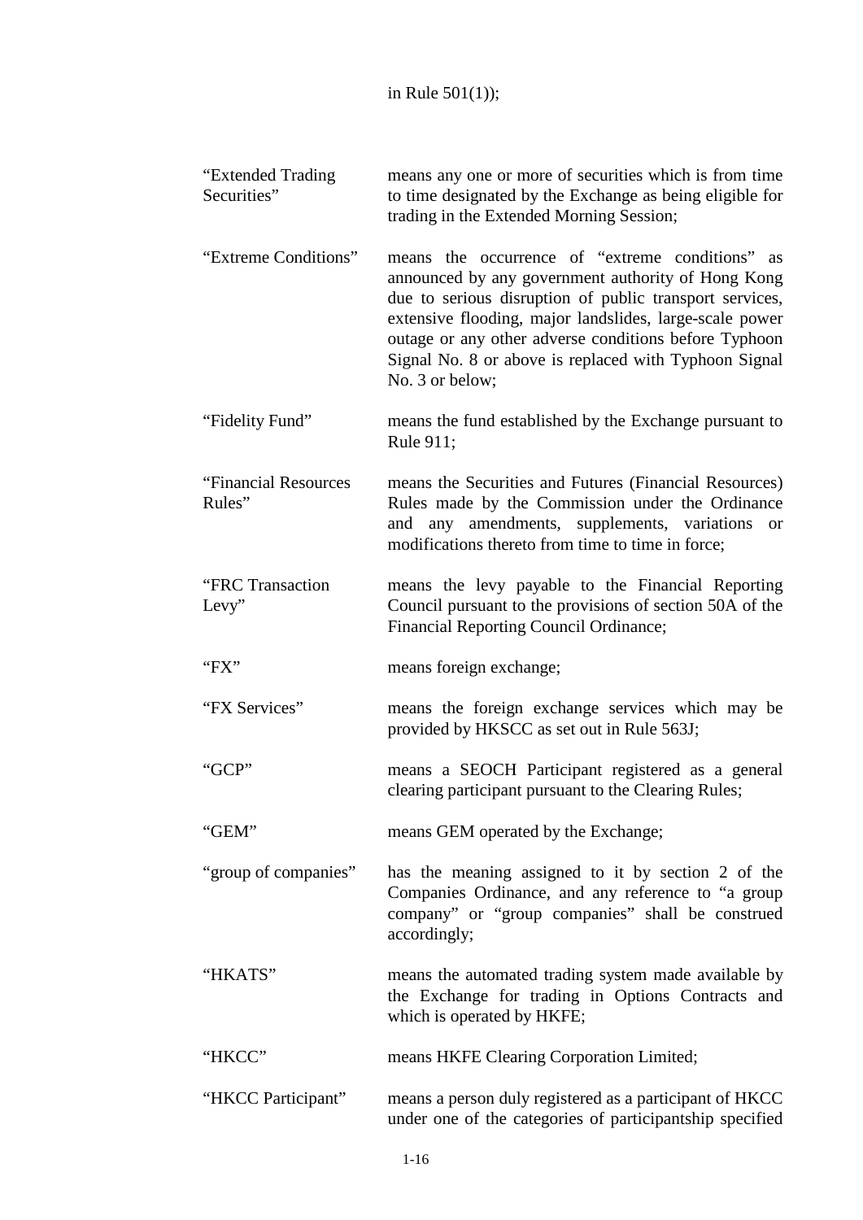in Rule 501(1));

| | |
|---|---|
| "Extended Trading Securities" | means any one or more of securities which is from time to time designated by the Exchange as being eligible for trading in the Extended Morning Session; |
| "Extreme Conditions" | means the occurrence of "extreme conditions" as announced by any government authority of Hong Kong due to serious disruption of public transport services, extensive flooding, major landslides, large-scale power outage or any other adverse conditions before Typhoon Signal No. 8 or above is replaced with Typhoon Signal No. 3 or below; |
| "Fidelity Fund" | means the fund established by the Exchange pursuant to Rule 911; |
| "Financial Resources Rules" | means the Securities and Futures (Financial Resources) Rules made by the Commission under the Ordinance and any amendments, supplements, variations or modifications thereto from time to time in force; |
| "FRC Transaction Levy" | means the levy payable to the Financial Reporting Council pursuant to the provisions of section 50A of the Financial Reporting Council Ordinance; |
| "FX" | means foreign exchange; |
| "FX Services" | means the foreign exchange services which may be provided by HKSCC as set out in Rule 563J; |
| "GCP" | means a SEOCH Participant registered as a general clearing participant pursuant to the Clearing Rules; |
| "GEM" | means GEM operated by the Exchange; |
| "group of companies" | has the meaning assigned to it by section 2 of the Companies Ordinance, and any reference to "a group company" or "group companies" shall be construed accordingly; |
| "HKATS" | means the automated trading system made available by the Exchange for trading in Options Contracts and which is operated by HKFE; |
| "HKCC" | means HKFE Clearing Corporation Limited; |
| "HKCC Participant" | means a person duly registered as a participant of HKCC under one of the categories of participantship specified |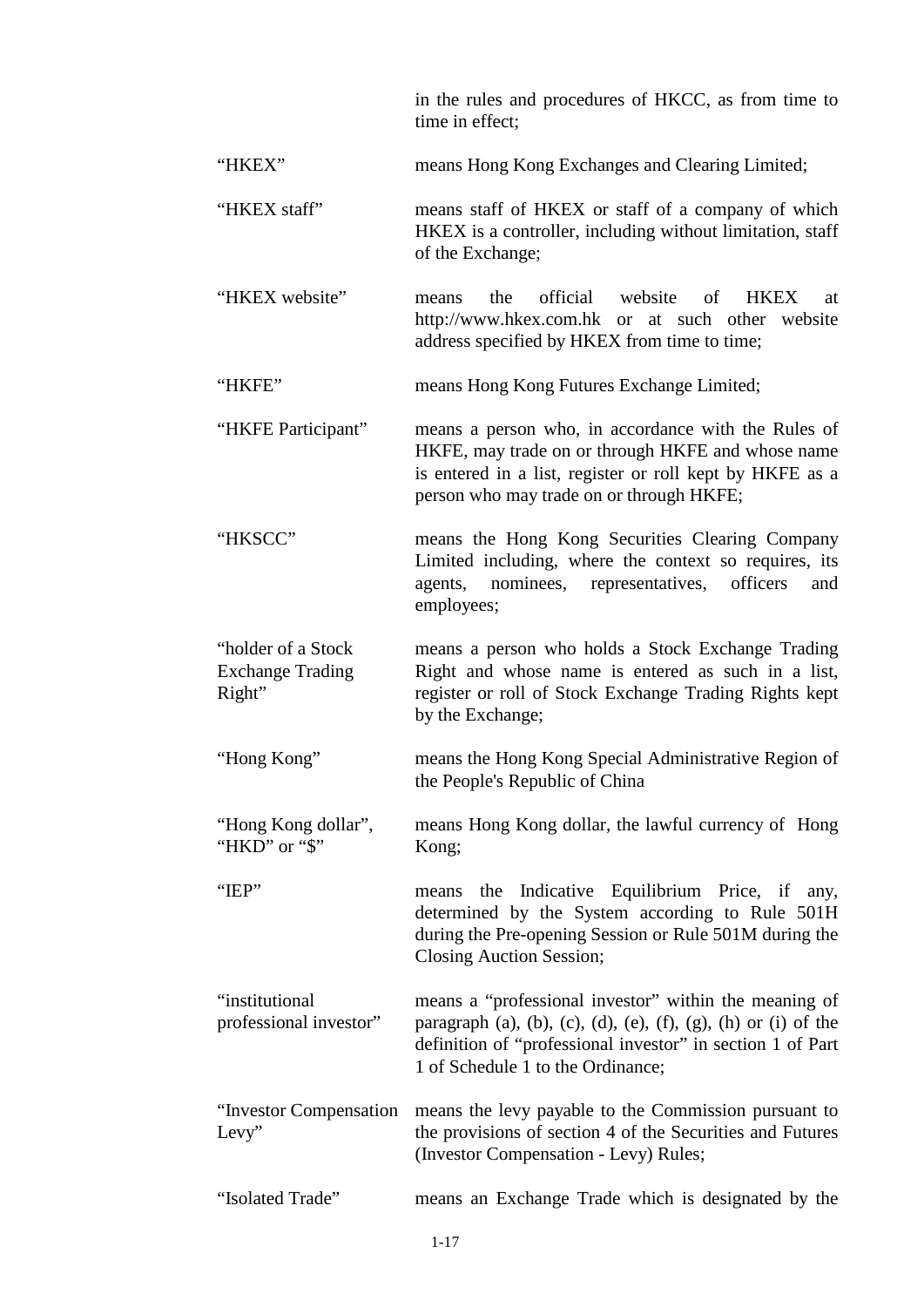| | |
|---|---|
| | in the rules and procedures of HKCC, as from time to time in effect; |
| "HKEX" | means Hong Kong Exchanges and Clearing Limited; |
| "HKEX staff" | means staff of HKEX or staff of a company of which HKEX is a controller, including without limitation, staff of the Exchange; |
| "HKEX website" | means the official website of HKEX at http://www.hkex.com.hk or at such other website address specified by HKEX from time to time; |
| "HKFE" | means Hong Kong Futures Exchange Limited; |
| "HKFE Participant" | means a person who, in accordance with the Rules of HKFE, may trade on or through HKFE and whose name is entered in a list, register or roll kept by HKFE as a person who may trade on or through HKFE; |
| "HKSCC" | means the Hong Kong Securities Clearing Company Limited including, where the context so requires, its agents, nominees, representatives, officers and employees; |
| "holder of a Stock Exchange Trading Right" | means a person who holds a Stock Exchange Trading Right and whose name is entered as such in a list, register or roll of Stock Exchange Trading Rights kept by the Exchange; |
| "Hong Kong" | means the Hong Kong Special Administrative Region of the People's Republic of China |
| "Hong Kong dollar", "HKD" or "$" | means Hong Kong dollar, the lawful currency of Hong Kong; |
| "IEP" | means the Indicative Equilibrium Price, if any, determined by the System according to Rule 501H during the Pre-opening Session or Rule 501M during the Closing Auction Session; |
| "institutional professional investor" | means a "professional investor" within the meaning of paragraph (a), (b), (c), (d), (e), (f), (g), (h) or (i) of the definition of "professional investor" in section 1 of Part 1 of Schedule 1 to the Ordinance; |
| "Investor Compensation Levy" | means the levy payable to the Commission pursuant to the provisions of section 4 of the Securities and Futures (Investor Compensation - Levy) Rules; |
| "Isolated Trade" | means an Exchange Trade which is designated by the |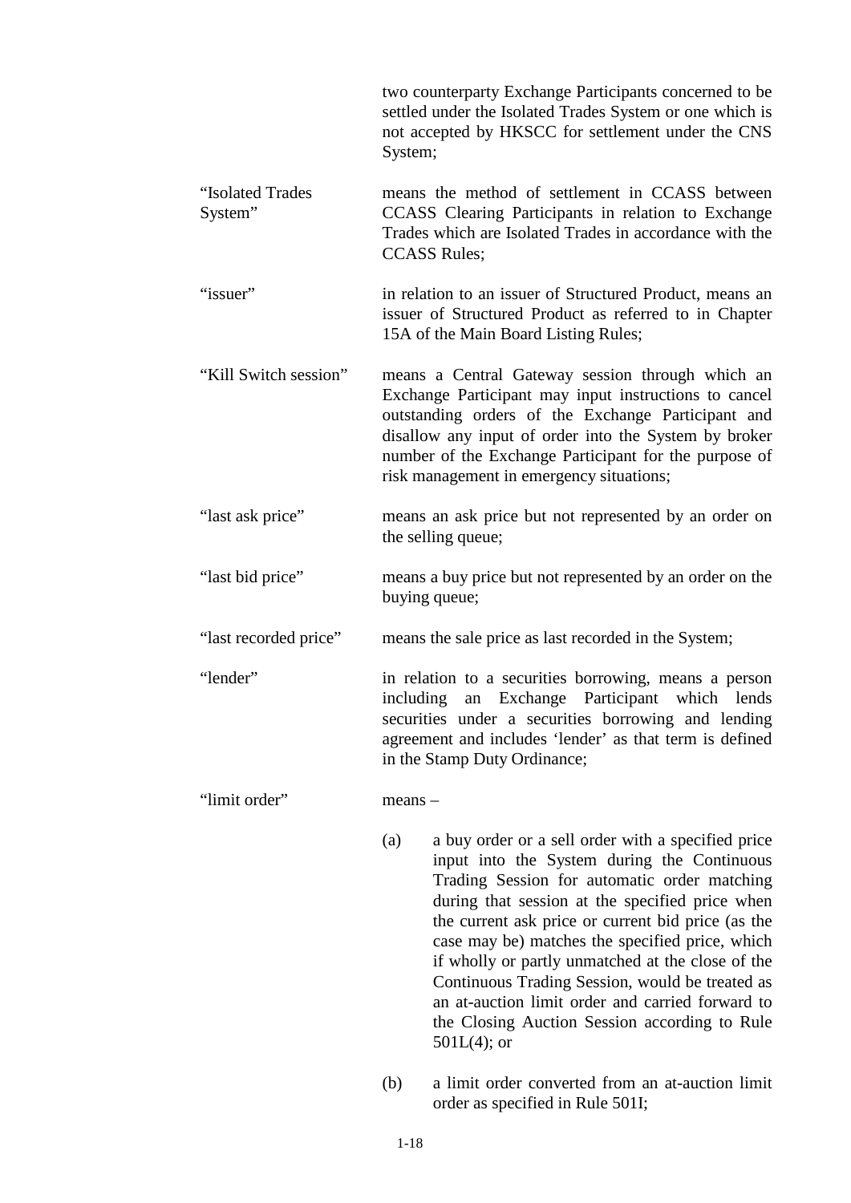two counterparty Exchange Participants concerned to be settled under the Isolated Trades System or one which is not accepted by HKSCC for settlement under the CNS System;

"Isolated Trades System" means the method of settlement in CCASS between CCASS Clearing Participants in relation to Exchange Trades which are Isolated Trades in accordance with the CCASS Rules;

"issuer" in relation to an issuer of Structured Product, means an issuer of Structured Product as referred to in Chapter 15A of the Main Board Listing Rules;

"Kill Switch session" means a Central Gateway session through which an Exchange Participant may input instructions to cancel outstanding orders of the Exchange Participant and disallow any input of order into the System by broker number of the Exchange Participant for the purpose of risk management in emergency situations;

"last ask price" means an ask price but not represented by an order on the selling queue;

"last bid price" means a buy price but not represented by an order on the buying queue;

"last recorded price" means the sale price as last recorded in the System;

"lender" in relation to a securities borrowing, means a person including an Exchange Participant which lends securities under a securities borrowing and lending agreement and includes 'lender' as that term is defined in the Stamp Duty Ordinance;

"limit order" means –

(a) a buy order or a sell order with a specified price input into the System during the Continuous Trading Session for automatic order matching during that session at the specified price when the current ask price or current bid price (as the case may be) matches the specified price, which if wholly or partly unmatched at the close of the Continuous Trading Session, would be treated as an at-auction limit order and carried forward to the Closing Auction Session according to Rule 501L(4); or

(b) a limit order converted from an at-auction limit order as specified in Rule 501I;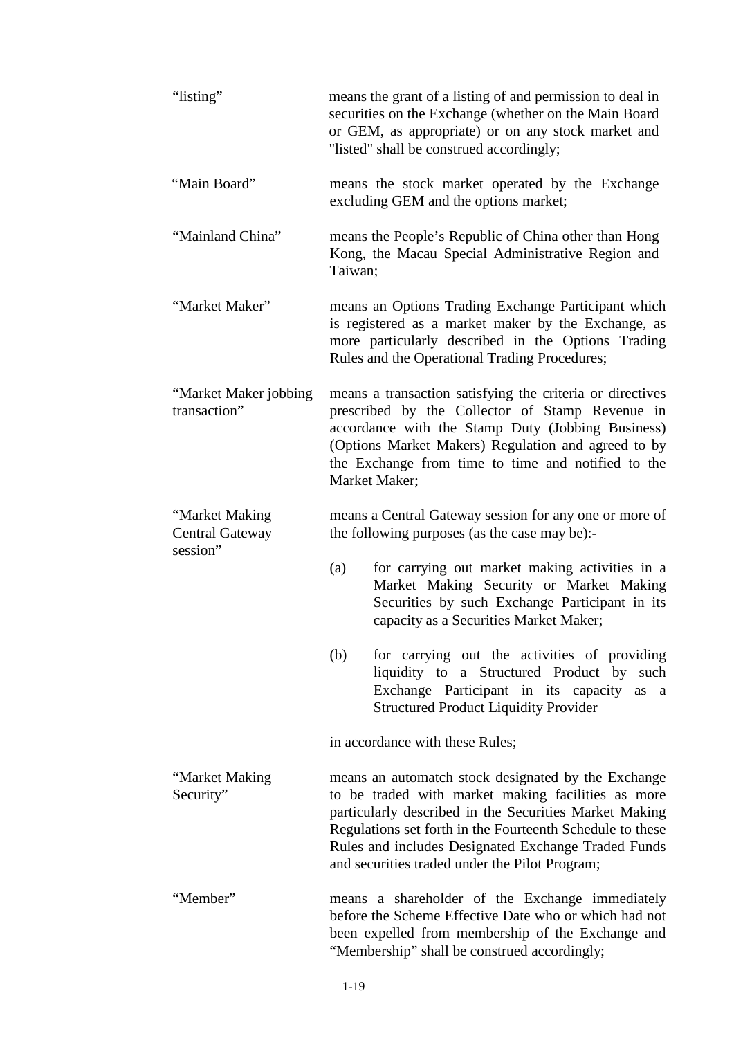| | |
|---|---|
| "listing" | means the grant of a listing of and permission to deal in securities on the Exchange (whether on the Main Board or GEM, as appropriate) or on any stock market and "listed" shall be construed accordingly; |
| "Main Board" | means the stock market operated by the Exchange excluding GEM and the options market; |
| "Mainland China" | means the People's Republic of China other than Hong Kong, the Macau Special Administrative Region and Taiwan; |
| "Market Maker" | means an Options Trading Exchange Participant which is registered as a market maker by the Exchange, as more particularly described in the Options Trading Rules and the Operational Trading Procedures; |
| "Market Maker jobbing transaction" | means a transaction satisfying the criteria or directives prescribed by the Collector of Stamp Revenue in accordance with the Stamp Duty (Jobbing Business) (Options Market Makers) Regulation and agreed to by the Exchange from time to time and notified to the Market Maker; |
| "Market Making Central Gateway session" | means a Central Gateway session for any one or more of the following purposes (as the case may be):- <br><br> (a) for carrying out market making activities in a Market Making Security or Market Making Securities by such Exchange Participant in its capacity as a Securities Market Maker; <br><br> (b) for carrying out the activities of providing liquidity to a Structured Product by such Exchange Participant in its capacity as a Structured Product Liquidity Provider <br><br> in accordance with these Rules; |
| "Market Making Security" | means an automatch stock designated by the Exchange to be traded with market making facilities as more particularly described in the Securities Market Making Regulations set forth in the Fourteenth Schedule to these Rules and includes Designated Exchange Traded Funds and securities traded under the Pilot Program; |
| "Member" | means a shareholder of the Exchange immediately before the Scheme Effective Date who or which had not been expelled from membership of the Exchange and "Membership" shall be construed accordingly; |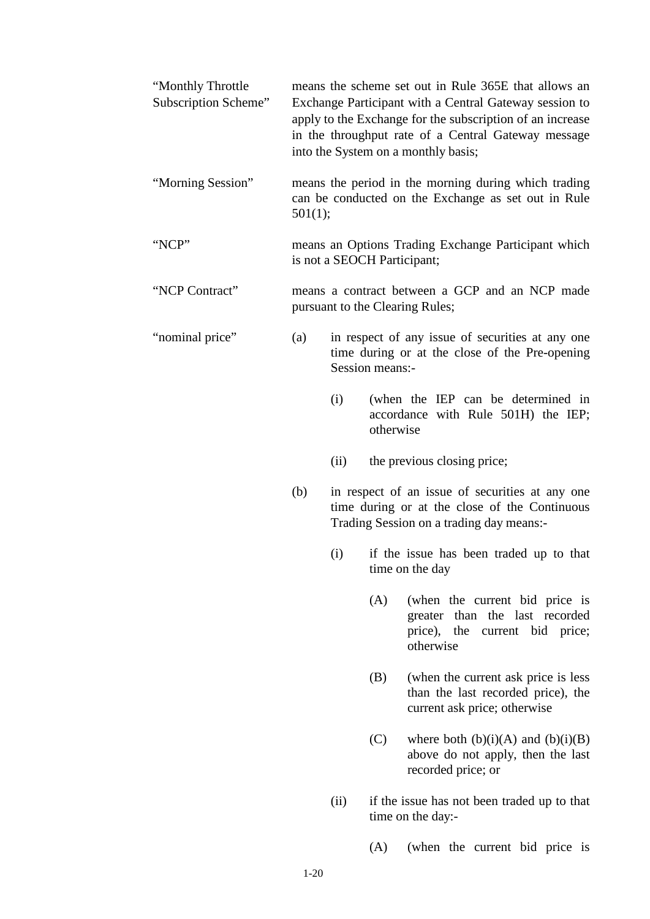"Monthly Throttle Subscription Scheme" means the scheme set out in Rule 365E that allows an Exchange Participant with a Central Gateway session to apply to the Exchange for the subscription of an increase in the throughput rate of a Central Gateway message into the System on a monthly basis;

"Morning Session" means the period in the morning during which trading can be conducted on the Exchange as set out in Rule 501(1);

"NCP" means an Options Trading Exchange Participant which is not a SEOCH Participant;

"NCP Contract" means a contract between a GCP and an NCP made pursuant to the Clearing Rules;

"nominal price"

(a) in respect of any issue of securities at any one time during or at the close of the Pre-opening Session means:-

   (i) (when the IEP can be determined in accordance with Rule 501H) the IEP; otherwise

   (ii) the previous closing price;

(b) in respect of an issue of securities at any one time during or at the close of the Continuous Trading Session on a trading day means:-

   (i) if the issue has been traded up to that time on the day

      (A) (when the current bid price is greater than the last recorded price), the current bid price; otherwise

      (B) (when the current ask price is less than the last recorded price), the current ask price; otherwise

      (C) where both (b)(i)(A) and (b)(i)(B) above do not apply, then the last recorded price; or

   (ii) if the issue has not been traded up to that time on the day:-

      (A) (when the current bid price is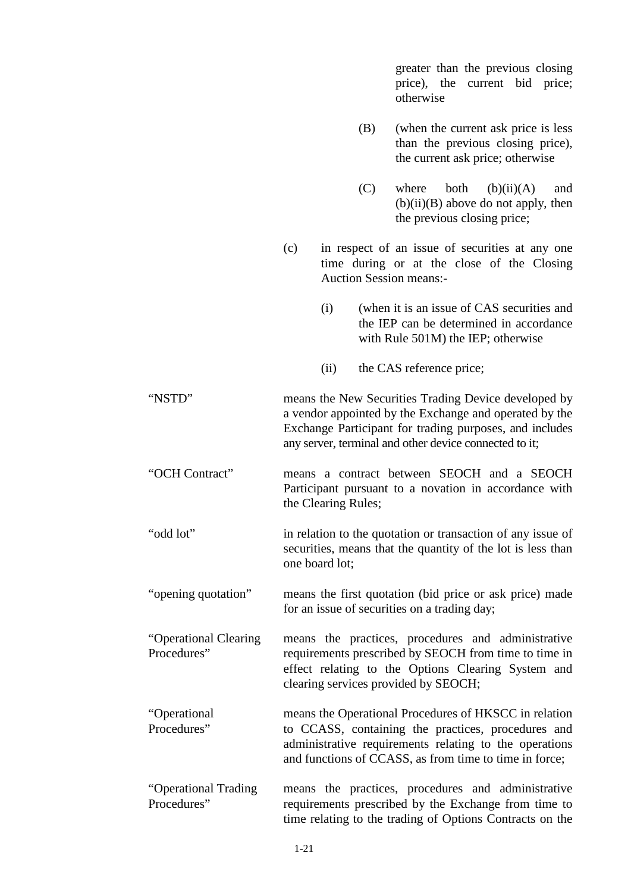greater than the previous closing price), the current bid price; otherwise

(B) (when the current ask price is less than the previous closing price), the current ask price; otherwise

(C) where both (b)(ii)(A) and (b)(ii)(B) above do not apply, then the previous closing price;

(c) in respect of an issue of securities at any one time during or at the close of the Closing Auction Session means:-

(i) (when it is an issue of CAS securities and the IEP can be determined in accordance with Rule 501M) the IEP; otherwise

(ii) the CAS reference price;

| | |
|---|---|
| "NSTD" | means the New Securities Trading Device developed by a vendor appointed by the Exchange and operated by the Exchange Participant for trading purposes, and includes any server, terminal and other device connected to it; |
| "OCH Contract" | means a contract between SEOCH and a SEOCH Participant pursuant to a novation in accordance with the Clearing Rules; |
| "odd lot" | in relation to the quotation or transaction of any issue of securities, means that the quantity of the lot is less than one board lot; |
| "opening quotation" | means the first quotation (bid price or ask price) made for an issue of securities on a trading day; |
| "Operational Clearing Procedures" | means the practices, procedures and administrative requirements prescribed by SEOCH from time to time in effect relating to the Options Clearing System and clearing services provided by SEOCH; |
| "Operational Procedures" | means the Operational Procedures of HKSCC in relation to CCASS, containing the practices, procedures and administrative requirements relating to the operations and functions of CCASS, as from time to time in force; |
| "Operational Trading Procedures" | means the practices, procedures and administrative requirements prescribed by the Exchange from time to time relating to the trading of Options Contracts on the |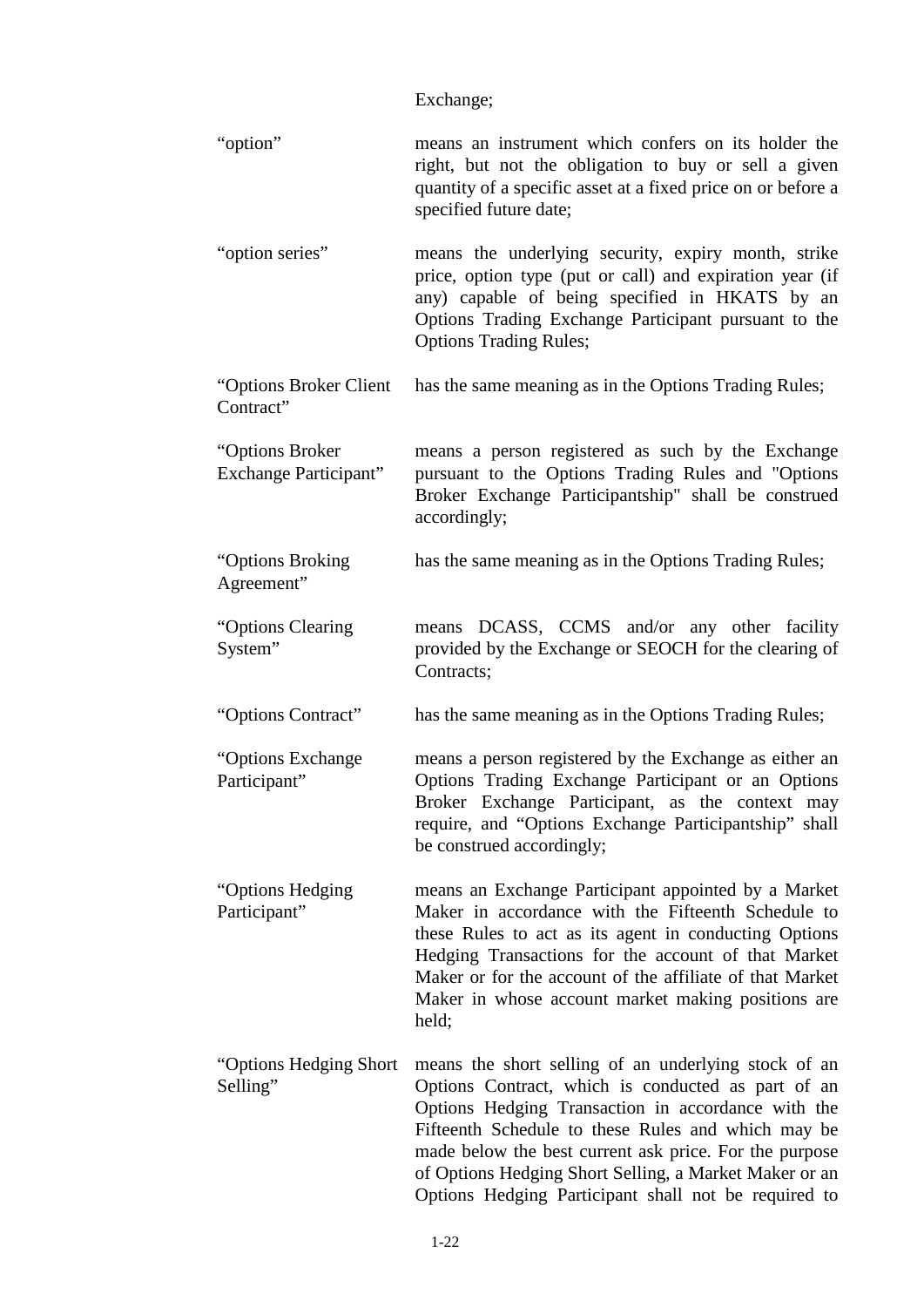Exchange;

| | |
|---|---|
| "option" | means an instrument which confers on its holder the right, but not the obligation to buy or sell a given quantity of a specific asset at a fixed price on or before a specified future date; |
| "option series" | means the underlying security, expiry month, strike price, option type (put or call) and expiration year (if any) capable of being specified in HKATS by an Options Trading Exchange Participant pursuant to the Options Trading Rules; |
| "Options Broker Client Contract" | has the same meaning as in the Options Trading Rules; |
| "Options Broker Exchange Participant" | means a person registered as such by the Exchange pursuant to the Options Trading Rules and "Options Broker Exchange Participantship" shall be construed accordingly; |
| "Options Broking Agreement" | has the same meaning as in the Options Trading Rules; |
| "Options Clearing System" | means DCASS, CCMS and/or any other facility provided by the Exchange or SEOCH for the clearing of Contracts; |
| "Options Contract" | has the same meaning as in the Options Trading Rules; |
| "Options Exchange Participant" | means a person registered by the Exchange as either an Options Trading Exchange Participant or an Options Broker Exchange Participant, as the context may require, and "Options Exchange Participantship" shall be construed accordingly; |
| "Options Hedging Participant" | means an Exchange Participant appointed by a Market Maker in accordance with the Fifteenth Schedule to these Rules to act as its agent in conducting Options Hedging Transactions for the account of that Market Maker or for the account of the affiliate of that Market Maker in whose account market making positions are held; |
| "Options Hedging Short Selling" | means the short selling of an underlying stock of an Options Contract, which is conducted as part of an Options Hedging Transaction in accordance with the Fifteenth Schedule to these Rules and which may be made below the best current ask price. For the purpose of Options Hedging Short Selling, a Market Maker or an Options Hedging Participant shall not be required to |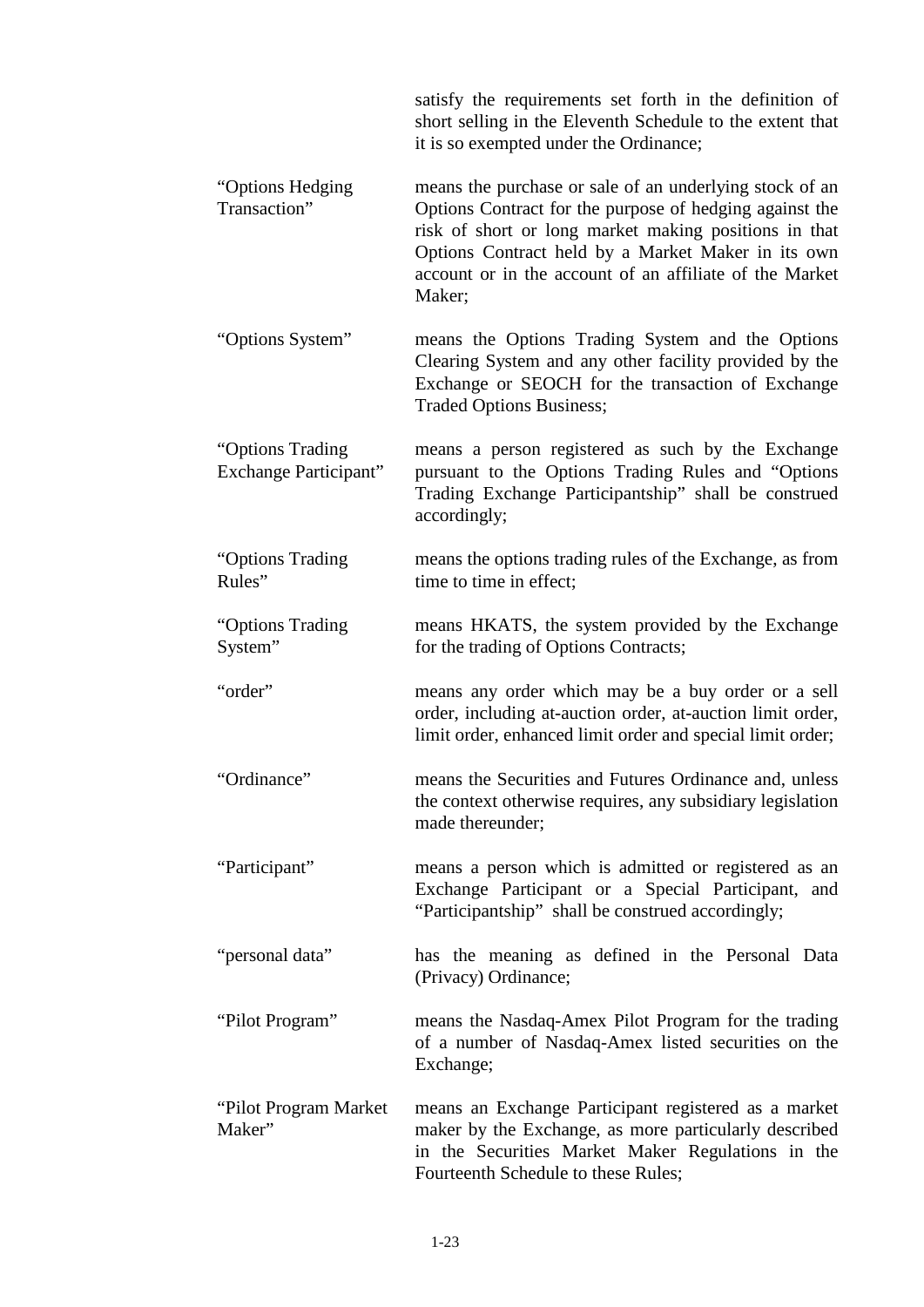satisfy the requirements set forth in the definition of short selling in the Eleventh Schedule to the extent that it is so exempted under the Ordinance;

| | |
|---|---|
| "Options Hedging Transaction" | means the purchase or sale of an underlying stock of an Options Contract for the purpose of hedging against the risk of short or long market making positions in that Options Contract held by a Market Maker in its own account or in the account of an affiliate of the Market Maker; |
| "Options System" | means the Options Trading System and the Options Clearing System and any other facility provided by the Exchange or SEOCH for the transaction of Exchange Traded Options Business; |
| "Options Trading Exchange Participant" | means a person registered as such by the Exchange pursuant to the Options Trading Rules and "Options Trading Exchange Participantship" shall be construed accordingly; |
| "Options Trading Rules" | means the options trading rules of the Exchange, as from time to time in effect; |
| "Options Trading System" | means HKATS, the system provided by the Exchange for the trading of Options Contracts; |
| "order" | means any order which may be a buy order or a sell order, including at-auction order, at-auction limit order, limit order, enhanced limit order and special limit order; |
| "Ordinance" | means the Securities and Futures Ordinance and, unless the context otherwise requires, any subsidiary legislation made thereunder; |
| "Participant" | means a person which is admitted or registered as an Exchange Participant or a Special Participant, and "Participantship" shall be construed accordingly; |
| "personal data" | has the meaning as defined in the Personal Data (Privacy) Ordinance; |
| "Pilot Program" | means the Nasdaq-Amex Pilot Program for the trading of a number of Nasdaq-Amex listed securities on the Exchange; |
| "Pilot Program Market Maker" | means an Exchange Participant registered as a market maker by the Exchange, as more particularly described in the Securities Market Maker Regulations in the Fourteenth Schedule to these Rules; |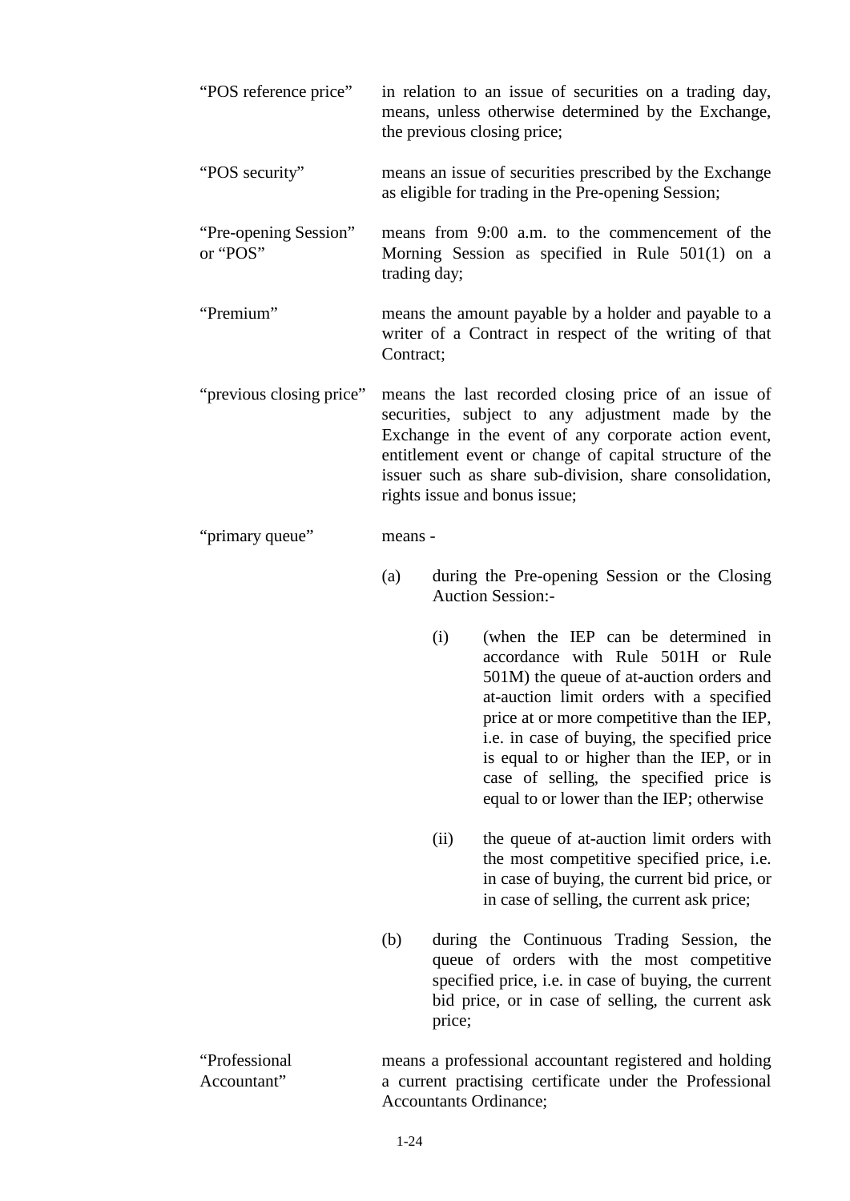“POS reference price” in relation to an issue of securities on a trading day, means, unless otherwise determined by the Exchange, the previous closing price;

“POS security” means an issue of securities prescribed by the Exchange as eligible for trading in the Pre-opening Session;

“Pre-opening Session” or “POS” means from 9:00 a.m. to the commencement of the Morning Session as specified in Rule 501(1) on a trading day;

“Premium” means the amount payable by a holder and payable to a writer of a Contract in respect of the writing of that Contract;

“previous closing price” means the last recorded closing price of an issue of securities, subject to any adjustment made by the Exchange in the event of any corporate action event, entitlement event or change of capital structure of the issuer such as share sub-division, share consolidation, rights issue and bonus issue;

“primary queue” means -

(a) during the Pre-opening Session or the Closing Auction Session:-

  (i) (when the IEP can be determined in accordance with Rule 501H or Rule 501M) the queue of at-auction orders and at-auction limit orders with a specified price at or more competitive than the IEP, i.e. in case of buying, the specified price is equal to or higher than the IEP, or in case of selling, the specified price is equal to or lower than the IEP; otherwise

  (ii) the queue of at-auction limit orders with the most competitive specified price, i.e. in case of buying, the current bid price, or in case of selling, the current ask price;

(b) during the Continuous Trading Session, the queue of orders with the most competitive specified price, i.e. in case of buying, the current bid price, or in case of selling, the current ask price;

“Professional Accountant” means a professional accountant registered and holding a current practising certificate under the Professional Accountants Ordinance;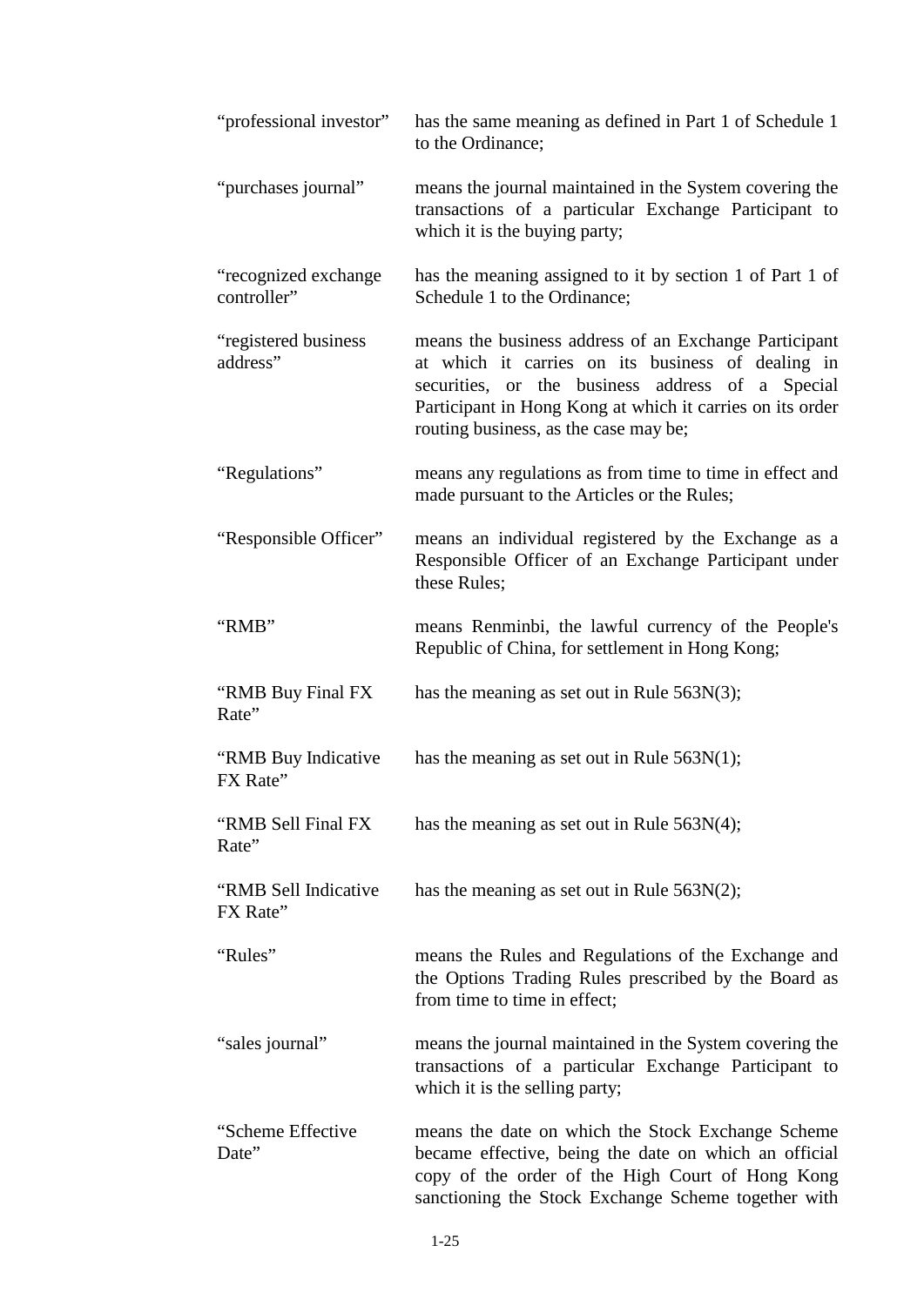| | |
|---|---|
| “professional investor” | has the same meaning as defined in Part 1 of Schedule 1 to the Ordinance; |
| “purchases journal” | means the journal maintained in the System covering the transactions of a particular Exchange Participant to which it is the buying party; |
| “recognized exchange controller” | has the meaning assigned to it by section 1 of Part 1 of Schedule 1 to the Ordinance; |
| “registered business address” | means the business address of an Exchange Participant at which it carries on its business of dealing in securities, or the business address of a Special Participant in Hong Kong at which it carries on its order routing business, as the case may be; |
| “Regulations” | means any regulations as from time to time in effect and made pursuant to the Articles or the Rules; |
| “Responsible Officer” | means an individual registered by the Exchange as a Responsible Officer of an Exchange Participant under these Rules; |
| “RMB” | means Renminbi, the lawful currency of the People's Republic of China, for settlement in Hong Kong; |
| “RMB Buy Final FX Rate” | has the meaning as set out in Rule 563N(3); |
| “RMB Buy Indicative FX Rate” | has the meaning as set out in Rule 563N(1); |
| “RMB Sell Final FX Rate” | has the meaning as set out in Rule 563N(4); |
| “RMB Sell Indicative FX Rate” | has the meaning as set out in Rule 563N(2); |
| “Rules” | means the Rules and Regulations of the Exchange and the Options Trading Rules prescribed by the Board as from time to time in effect; |
| “sales journal” | means the journal maintained in the System covering the transactions of a particular Exchange Participant to which it is the selling party; |
| “Scheme Effective Date” | means the date on which the Stock Exchange Scheme became effective, being the date on which an official copy of the order of the High Court of Hong Kong sanctioning the Stock Exchange Scheme together with |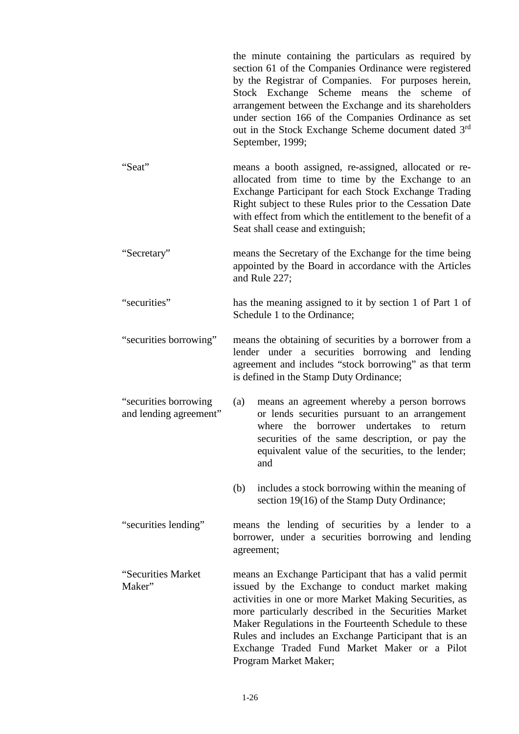the minute containing the particulars as required by section 61 of the Companies Ordinance were registered by the Registrar of Companies. For purposes herein, Stock Exchange Scheme means the scheme of arrangement between the Exchange and its shareholders under section 166 of the Companies Ordinance as set out in the Stock Exchange Scheme document dated 3rd September, 1999;

| | |
|---|---|
| "Seat" | means a booth assigned, re-assigned, allocated or re-allocated from time to time by the Exchange to an Exchange Participant for each Stock Exchange Trading Right subject to these Rules prior to the Cessation Date with effect from which the entitlement to the benefit of a Seat shall cease and extinguish; |
| "Secretary" | means the Secretary of the Exchange for the time being appointed by the Board in accordance with the Articles and Rule 227; |
| "securities" | has the meaning assigned to it by section 1 of Part 1 of Schedule 1 to the Ordinance; |
| "securities borrowing" | means the obtaining of securities by a borrower from a lender under a securities borrowing and lending agreement and includes "stock borrowing" as that term is defined in the Stamp Duty Ordinance; |
| "securities borrowing and lending agreement" | (a) means an agreement whereby a person borrows or lends securities pursuant to an arrangement where the borrower undertakes to return securities of the same description, or pay the equivalent value of the securities, to the lender; and<br><br>(b) includes a stock borrowing within the meaning of section 19(16) of the Stamp Duty Ordinance; |
| "securities lending" | means the lending of securities by a lender to a borrower, under a securities borrowing and lending agreement; |
| "Securities Market Maker" | means an Exchange Participant that has a valid permit issued by the Exchange to conduct market making activities in one or more Market Making Securities, as more particularly described in the Securities Market Maker Regulations in the Fourteenth Schedule to these Rules and includes an Exchange Participant that is an Exchange Traded Fund Market Maker or a Pilot Program Market Maker; |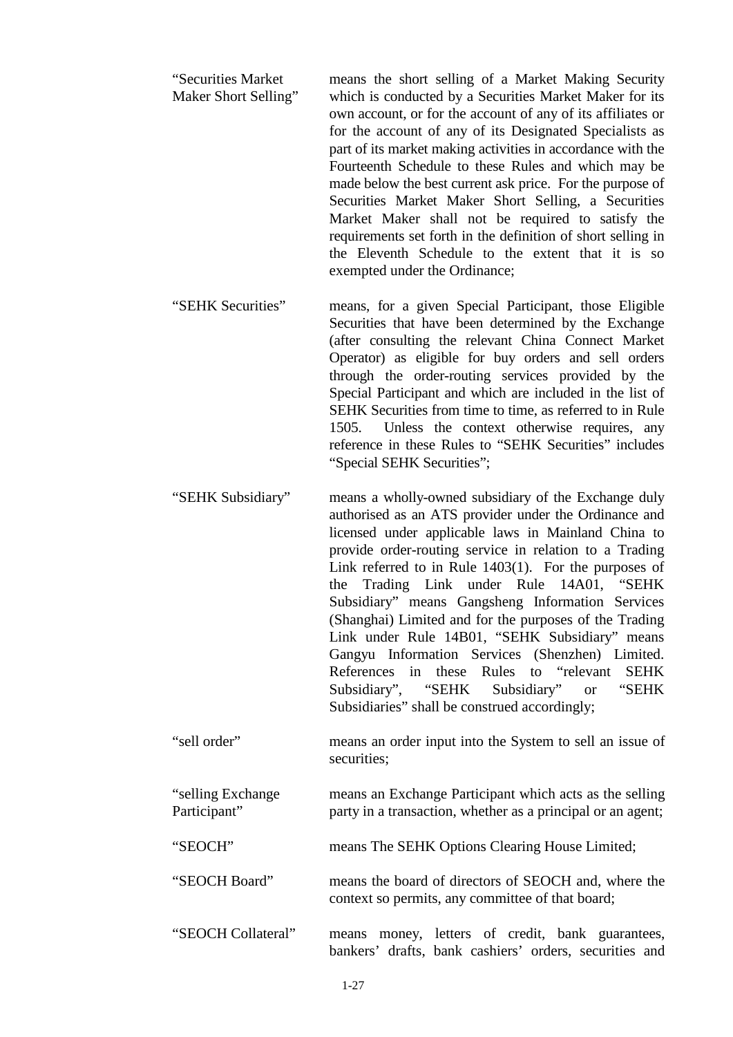| | |
|---|---|
| "Securities Market Maker Short Selling" | means the short selling of a Market Making Security which is conducted by a Securities Market Maker for its own account, or for the account of any of its affiliates or for the account of any of its Designated Specialists as part of its market making activities in accordance with the Fourteenth Schedule to these Rules and which may be made below the best current ask price. For the purpose of Securities Market Maker Short Selling, a Securities Market Maker shall not be required to satisfy the requirements set forth in the definition of short selling in the Eleventh Schedule to the extent that it is so exempted under the Ordinance; |
| "SEHK Securities" | means, for a given Special Participant, those Eligible Securities that have been determined by the Exchange (after consulting the relevant China Connect Market Operator) as eligible for buy orders and sell orders through the order-routing services provided by the Special Participant and which are included in the list of SEHK Securities from time to time, as referred to in Rule 1505. Unless the context otherwise requires, any reference in these Rules to "SEHK Securities" includes "Special SEHK Securities"; |
| "SEHK Subsidiary" | means a wholly-owned subsidiary of the Exchange duly authorised as an ATS provider under the Ordinance and licensed under applicable laws in Mainland China to provide order-routing service in relation to a Trading Link referred to in Rule 1403(1). For the purposes of the Trading Link under Rule 14A01, "SEHK Subsidiary" means Gangsheng Information Services (Shanghai) Limited and for the purposes of the Trading Link under Rule 14B01, "SEHK Subsidiary" means Gangyu Information Services (Shenzhen) Limited. References in these Rules to "relevant SEHK Subsidiary", "SEHK Subsidiary" or "SEHK Subsidiaries" shall be construed accordingly; |
| "sell order" | means an order input into the System to sell an issue of securities; |
| "selling Exchange Participant" | means an Exchange Participant which acts as the selling party in a transaction, whether as a principal or an agent; |
| "SEOCH" | means The SEHK Options Clearing House Limited; |
| "SEOCH Board" | means the board of directors of SEOCH and, where the context so permits, any committee of that board; |
| "SEOCH Collateral" | means money, letters of credit, bank guarantees, bankers' drafts, bank cashiers' orders, securities and |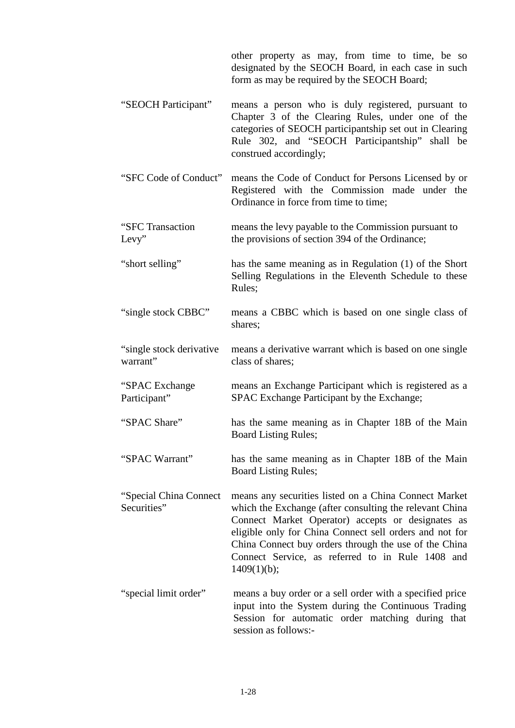other property as may, from time to time, be so designated by the SEOCH Board, in each case in such form as may be required by the SEOCH Board;

| | |
|---|---|
| "SEOCH Participant" | means a person who is duly registered, pursuant to Chapter 3 of the Clearing Rules, under one of the categories of SEOCH participantship set out in Clearing Rule 302, and "SEOCH Participantship" shall be construed accordingly; |
| "SFC Code of Conduct" | means the Code of Conduct for Persons Licensed by or Registered with the Commission made under the Ordinance in force from time to time; |
| "SFC Transaction Levy" | means the levy payable to the Commission pursuant to the provisions of section 394 of the Ordinance; |
| "short selling" | has the same meaning as in Regulation (1) of the Short Selling Regulations in the Eleventh Schedule to these Rules; |
| "single stock CBBC" | means a CBBC which is based on one single class of shares; |
| "single stock derivative warrant" | means a derivative warrant which is based on one single class of shares; |
| "SPAC Exchange Participant" | means an Exchange Participant which is registered as a SPAC Exchange Participant by the Exchange; |
| "SPAC Share" | has the same meaning as in Chapter 18B of the Main Board Listing Rules; |
| "SPAC Warrant" | has the same meaning as in Chapter 18B of the Main Board Listing Rules; |
| "Special China Connect Securities" | means any securities listed on a China Connect Market which the Exchange (after consulting the relevant China Connect Market Operator) accepts or designates as eligible only for China Connect sell orders and not for China Connect buy orders through the use of the China Connect Service, as referred to in Rule 1408 and 1409(1)(b); |
| "special limit order" | means a buy order or a sell order with a specified price input into the System during the Continuous Trading Session for automatic order matching during that session as follows:- |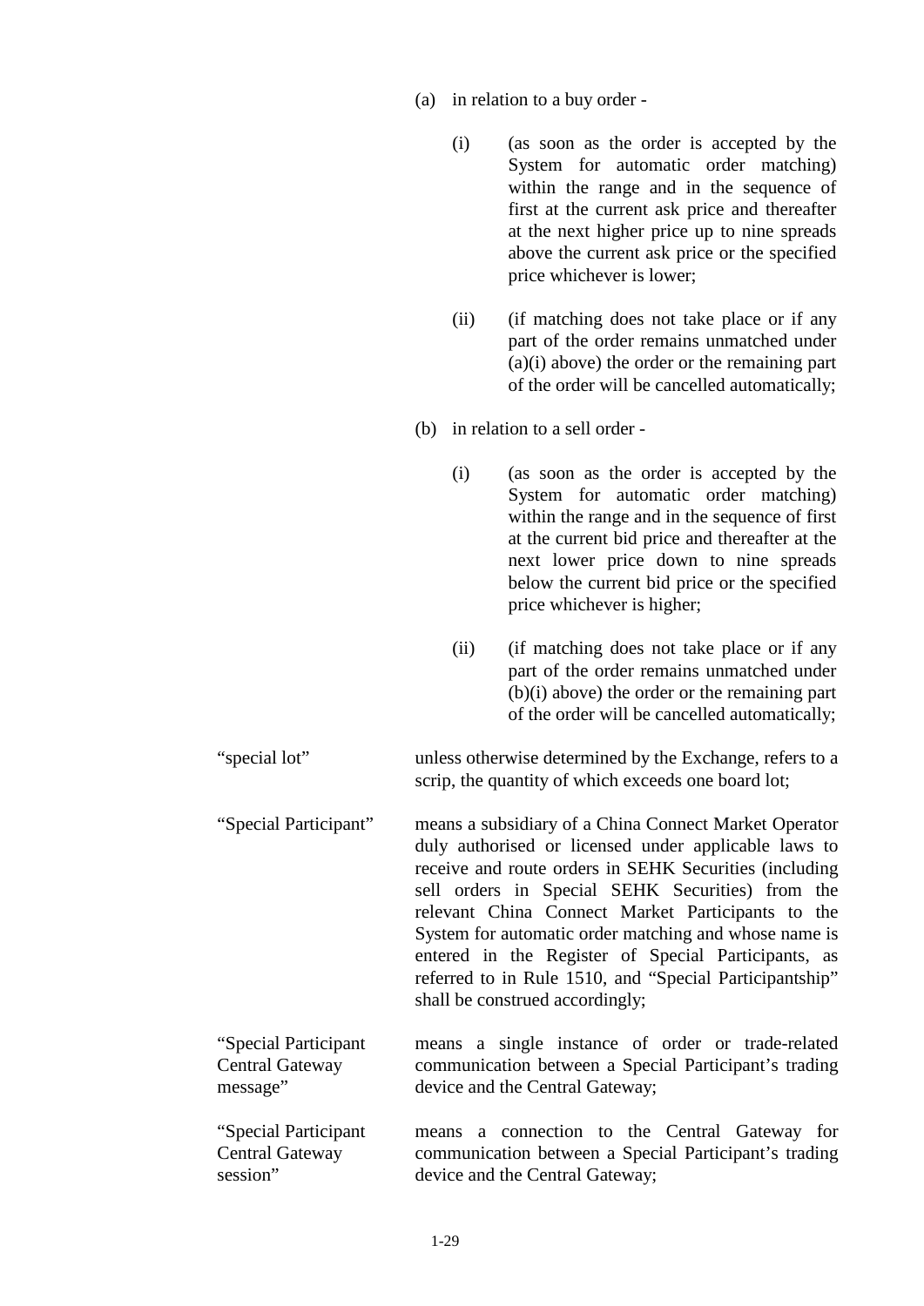(a) in relation to a buy order -

   (i) (as soon as the order is accepted by the System for automatic order matching) within the range and in the sequence of first at the current ask price and thereafter at the next higher price up to nine spreads above the current ask price or the specified price whichever is lower;

   (ii) (if matching does not take place or if any part of the order remains unmatched under (a)(i) above) the order or the remaining part of the order will be cancelled automatically;

(b) in relation to a sell order -

   (i) (as soon as the order is accepted by the System for automatic order matching) within the range and in the sequence of first at the current bid price and thereafter at the next lower price down to nine spreads below the current bid price or the specified price whichever is higher;

   (ii) (if matching does not take place or if any part of the order remains unmatched under (b)(i) above) the order or the remaining part of the order will be cancelled automatically;

"special lot" unless otherwise determined by the Exchange, refers to a scrip, the quantity of which exceeds one board lot;

"Special Participant" means a subsidiary of a China Connect Market Operator duly authorised or licensed under applicable laws to receive and route orders in SEHK Securities (including sell orders in Special SEHK Securities) from the relevant China Connect Market Participants to the System for automatic order matching and whose name is entered in the Register of Special Participants, as referred to in Rule 1510, and "Special Participantship" shall be construed accordingly;

"Special Participant Central Gateway message" means a single instance of order or trade-related communication between a Special Participant's trading device and the Central Gateway;

"Special Participant Central Gateway session" means a connection to the Central Gateway for communication between a Special Participant's trading device and the Central Gateway;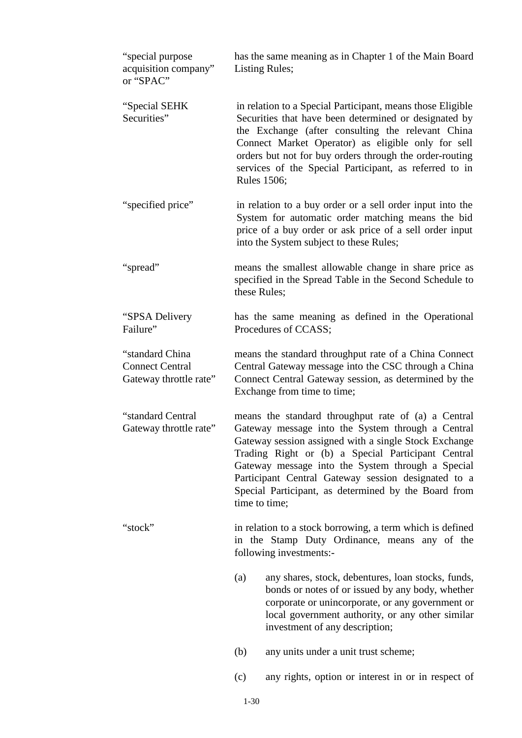| | |
|---|---|
| "special purpose acquisition company" or "SPAC" | has the same meaning as in Chapter 1 of the Main Board Listing Rules; |
| "Special SEHK Securities" | in relation to a Special Participant, means those Eligible Securities that have been determined or designated by the Exchange (after consulting the relevant China Connect Market Operator) as eligible only for sell orders but not for buy orders through the order-routing services of the Special Participant, as referred to in Rules 1506; |
| "specified price" | in relation to a buy order or a sell order input into the System for automatic order matching means the bid price of a buy order or ask price of a sell order input into the System subject to these Rules; |
| "spread" | means the smallest allowable change in share price as specified in the Spread Table in the Second Schedule to these Rules; |
| "SPSA Delivery Failure" | has the same meaning as defined in the Operational Procedures of CCASS; |
| "standard China Connect Central Gateway throttle rate" | means the standard throughput rate of a China Connect Central Gateway message into the CSC through a China Connect Central Gateway session, as determined by the Exchange from time to time; |
| "standard Central Gateway throttle rate" | means the standard throughput rate of (a) a Central Gateway message into the System through a Central Gateway session assigned with a single Stock Exchange Trading Right or (b) a Special Participant Central Gateway message into the System through a Special Participant Central Gateway session designated to a Special Participant, as determined by the Board from time to time; |
| "stock" | in relation to a stock borrowing, a term which is defined in the Stamp Duty Ordinance, means any of the following investments:- |

(a) any shares, stock, debentures, loan stocks, funds, bonds or notes of or issued by any body, whether corporate or unincorporate, or any government or local government authority, or any other similar investment of any description;

(b) any units under a unit trust scheme;

(c) any rights, option or interest in or in respect of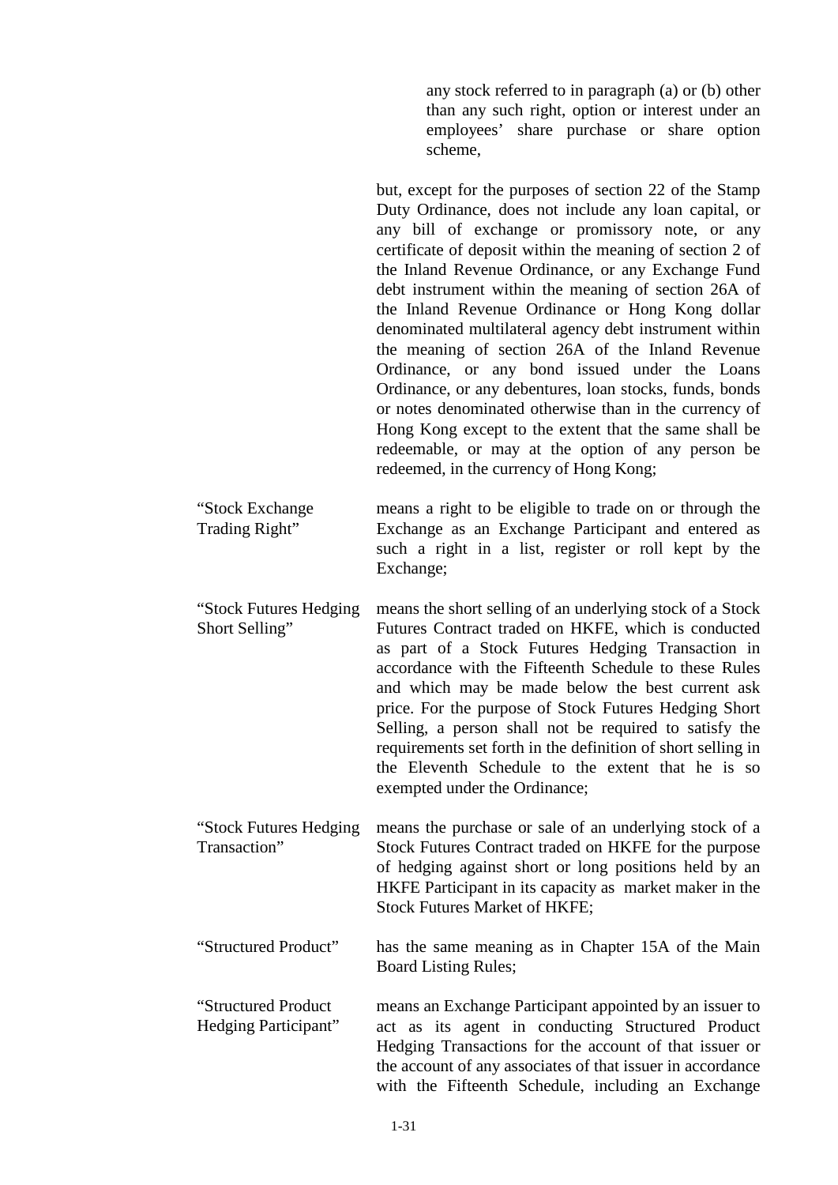any stock referred to in paragraph (a) or (b) other than any such right, option or interest under an employees' share purchase or share option scheme,

but, except for the purposes of section 22 of the Stamp Duty Ordinance, does not include any loan capital, or any bill of exchange or promissory note, or any certificate of deposit within the meaning of section 2 of the Inland Revenue Ordinance, or any Exchange Fund debt instrument within the meaning of section 26A of the Inland Revenue Ordinance or Hong Kong dollar denominated multilateral agency debt instrument within the meaning of section 26A of the Inland Revenue Ordinance, or any bond issued under the Loans Ordinance, or any debentures, loan stocks, funds, bonds or notes denominated otherwise than in the currency of Hong Kong except to the extent that the same shall be redeemable, or may at the option of any person be redeemed, in the currency of Hong Kong;

"Stock Exchange Trading Right" means a right to be eligible to trade on or through the Exchange as an Exchange Participant and entered as such a right in a list, register or roll kept by the Exchange;

"Stock Futures Hedging Short Selling" means the short selling of an underlying stock of a Stock Futures Contract traded on HKFE, which is conducted as part of a Stock Futures Hedging Transaction in accordance with the Fifteenth Schedule to these Rules and which may be made below the best current ask price. For the purpose of Stock Futures Hedging Short Selling, a person shall not be required to satisfy the requirements set forth in the definition of short selling in the Eleventh Schedule to the extent that he is so exempted under the Ordinance;

"Stock Futures Hedging Transaction" means the purchase or sale of an underlying stock of a Stock Futures Contract traded on HKFE for the purpose of hedging against short or long positions held by an HKFE Participant in its capacity as market maker in the Stock Futures Market of HKFE;

"Structured Product" has the same meaning as in Chapter 15A of the Main Board Listing Rules;

"Structured Product Hedging Participant" means an Exchange Participant appointed by an issuer to act as its agent in conducting Structured Product Hedging Transactions for the account of that issuer or the account of any associates of that issuer in accordance with the Fifteenth Schedule, including an Exchange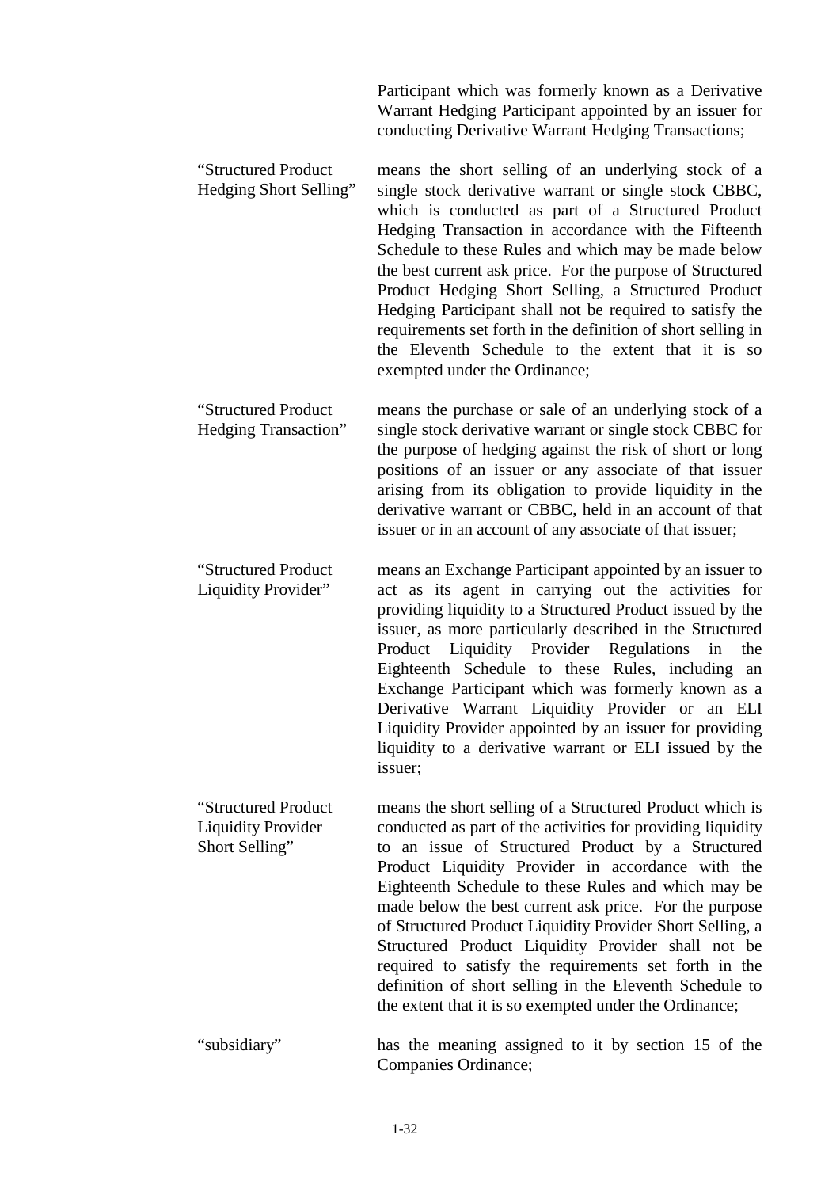Participant which was formerly known as a Derivative Warrant Hedging Participant appointed by an issuer for conducting Derivative Warrant Hedging Transactions;

| | |
|---|---|
| "Structured Product Hedging Short Selling" | means the short selling of an underlying stock of a single stock derivative warrant or single stock CBBC, which is conducted as part of a Structured Product Hedging Transaction in accordance with the Fifteenth Schedule to these Rules and which may be made below the best current ask price. For the purpose of Structured Product Hedging Short Selling, a Structured Product Hedging Participant shall not be required to satisfy the requirements set forth in the definition of short selling in the Eleventh Schedule to the extent that it is so exempted under the Ordinance; |
| "Structured Product Hedging Transaction" | means the purchase or sale of an underlying stock of a single stock derivative warrant or single stock CBBC for the purpose of hedging against the risk of short or long positions of an issuer or any associate of that issuer arising from its obligation to provide liquidity in the derivative warrant or CBBC, held in an account of that issuer or in an account of any associate of that issuer; |
| "Structured Product Liquidity Provider" | means an Exchange Participant appointed by an issuer to act as its agent in carrying out the activities for providing liquidity to a Structured Product issued by the issuer, as more particularly described in the Structured Product Liquidity Provider Regulations in the Eighteenth Schedule to these Rules, including an Exchange Participant which was formerly known as a Derivative Warrant Liquidity Provider or an ELI Liquidity Provider appointed by an issuer for providing liquidity to a derivative warrant or ELI issued by the issuer; |
| "Structured Product Liquidity Provider Short Selling" | means the short selling of a Structured Product which is conducted as part of the activities for providing liquidity to an issue of Structured Product by a Structured Product Liquidity Provider in accordance with the Eighteenth Schedule to these Rules and which may be made below the best current ask price. For the purpose of Structured Product Liquidity Provider Short Selling, a Structured Product Liquidity Provider shall not be required to satisfy the requirements set forth in the definition of short selling in the Eleventh Schedule to the extent that it is so exempted under the Ordinance; |
| "subsidiary" | has the meaning assigned to it by section 15 of the Companies Ordinance; |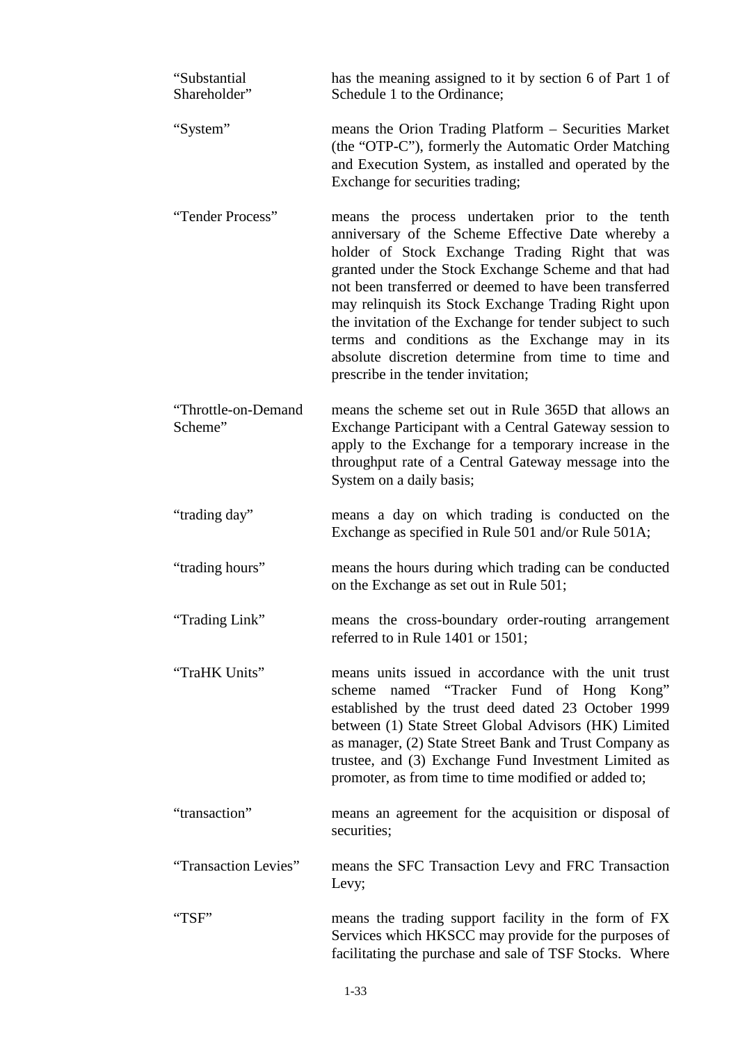| | |
|---|---|
| "Substantial Shareholder" | has the meaning assigned to it by section 6 of Part 1 of Schedule 1 to the Ordinance; |
| "System" | means the Orion Trading Platform – Securities Market (the "OTP-C"), formerly the Automatic Order Matching and Execution System, as installed and operated by the Exchange for securities trading; |
| "Tender Process" | means the process undertaken prior to the tenth anniversary of the Scheme Effective Date whereby a holder of Stock Exchange Trading Right that was granted under the Stock Exchange Scheme and that had not been transferred or deemed to have been transferred may relinquish its Stock Exchange Trading Right upon the invitation of the Exchange for tender subject to such terms and conditions as the Exchange may in its absolute discretion determine from time to time and prescribe in the tender invitation; |
| "Throttle-on-Demand Scheme" | means the scheme set out in Rule 365D that allows an Exchange Participant with a Central Gateway session to apply to the Exchange for a temporary increase in the throughput rate of a Central Gateway message into the System on a daily basis; |
| "trading day" | means a day on which trading is conducted on the Exchange as specified in Rule 501 and/or Rule 501A; |
| "trading hours" | means the hours during which trading can be conducted on the Exchange as set out in Rule 501; |
| "Trading Link" | means the cross-boundary order-routing arrangement referred to in Rule 1401 or 1501; |
| "TraHK Units" | means units issued in accordance with the unit trust scheme named "Tracker Fund of Hong Kong" established by the trust deed dated 23 October 1999 between (1) State Street Global Advisors (HK) Limited as manager, (2) State Street Bank and Trust Company as trustee, and (3) Exchange Fund Investment Limited as promoter, as from time to time modified or added to; |
| "transaction" | means an agreement for the acquisition or disposal of securities; |
| "Transaction Levies" | means the SFC Transaction Levy and FRC Transaction Levy; |
| "TSF" | means the trading support facility in the form of FX Services which HKSCC may provide for the purposes of facilitating the purchase and sale of TSF Stocks. Where |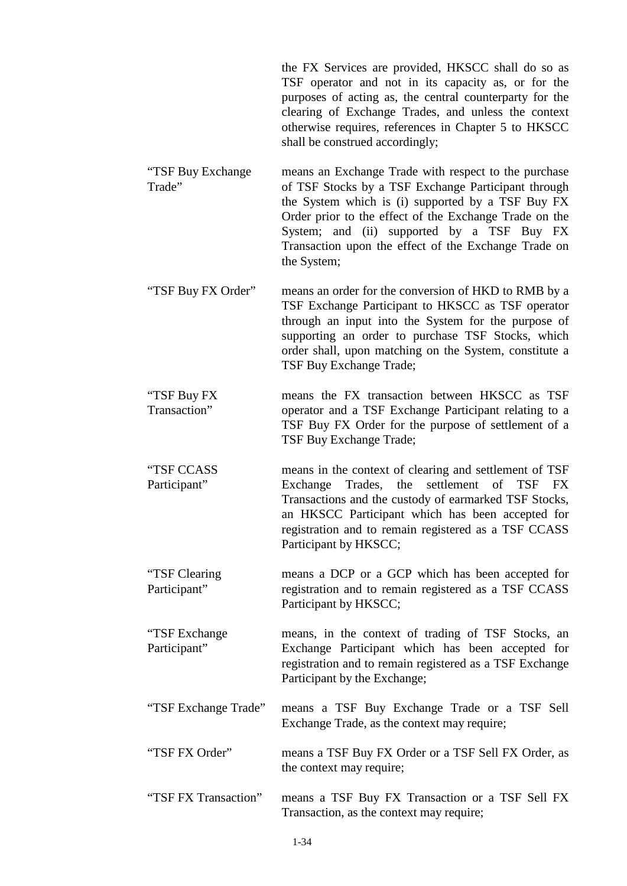the FX Services are provided, HKSCC shall do so as TSF operator and not in its capacity as, or for the purposes of acting as, the central counterparty for the clearing of Exchange Trades, and unless the context otherwise requires, references in Chapter 5 to HKSCC shall be construed accordingly;

| | |
|---|---|
| "TSF Buy Exchange Trade" | means an Exchange Trade with respect to the purchase of TSF Stocks by a TSF Exchange Participant through the System which is (i) supported by a TSF Buy FX Order prior to the effect of the Exchange Trade on the System; and (ii) supported by a TSF Buy FX Transaction upon the effect of the Exchange Trade on the System; |
| "TSF Buy FX Order" | means an order for the conversion of HKD to RMB by a TSF Exchange Participant to HKSCC as TSF operator through an input into the System for the purpose of supporting an order to purchase TSF Stocks, which order shall, upon matching on the System, constitute a TSF Buy Exchange Trade; |
| "TSF Buy FX Transaction" | means the FX transaction between HKSCC as TSF operator and a TSF Exchange Participant relating to a TSF Buy FX Order for the purpose of settlement of a TSF Buy Exchange Trade; |
| "TSF CCASS Participant" | means in the context of clearing and settlement of TSF Exchange Trades, the settlement of TSF FX Transactions and the custody of earmarked TSF Stocks, an HKSCC Participant which has been accepted for registration and to remain registered as a TSF CCASS Participant by HKSCC; |
| "TSF Clearing Participant" | means a DCP or a GCP which has been accepted for registration and to remain registered as a TSF CCASS Participant by HKSCC; |
| "TSF Exchange Participant" | means, in the context of trading of TSF Stocks, an Exchange Participant which has been accepted for registration and to remain registered as a TSF Exchange Participant by the Exchange; |
| "TSF Exchange Trade" | means a TSF Buy Exchange Trade or a TSF Sell Exchange Trade, as the context may require; |
| "TSF FX Order" | means a TSF Buy FX Order or a TSF Sell FX Order, as the context may require; |
| "TSF FX Transaction" | means a TSF Buy FX Transaction or a TSF Sell FX Transaction, as the context may require; |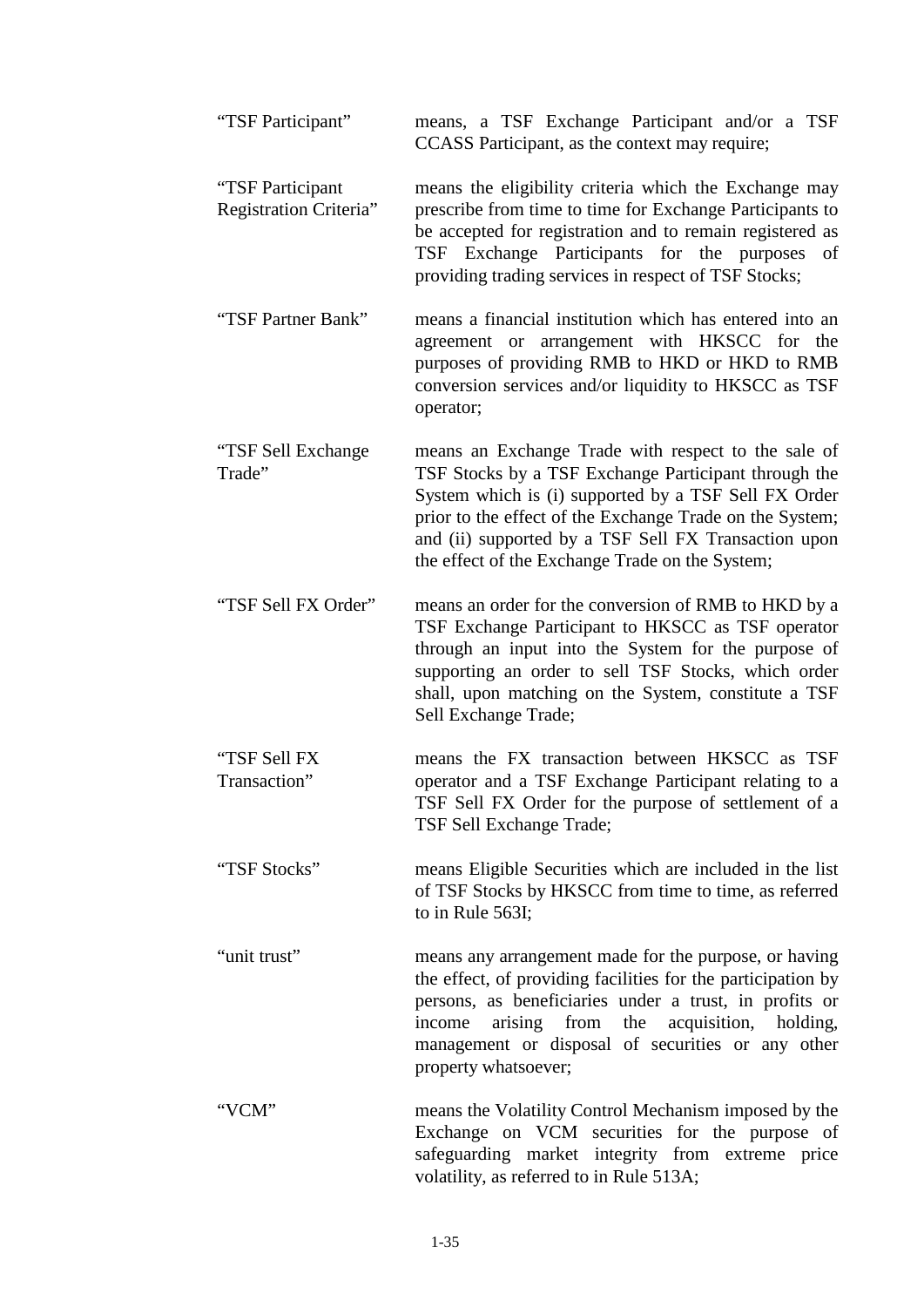| | |
|---|---|
| "TSF Participant" | means, a TSF Exchange Participant and/or a TSF CCASS Participant, as the context may require; |
| "TSF Participant Registration Criteria" | means the eligibility criteria which the Exchange may prescribe from time to time for Exchange Participants to be accepted for registration and to remain registered as TSF Exchange Participants for the purposes of providing trading services in respect of TSF Stocks; |
| "TSF Partner Bank" | means a financial institution which has entered into an agreement or arrangement with HKSCC for the purposes of providing RMB to HKD or HKD to RMB conversion services and/or liquidity to HKSCC as TSF operator; |
| "TSF Sell Exchange Trade" | means an Exchange Trade with respect to the sale of TSF Stocks by a TSF Exchange Participant through the System which is (i) supported by a TSF Sell FX Order prior to the effect of the Exchange Trade on the System; and (ii) supported by a TSF Sell FX Transaction upon the effect of the Exchange Trade on the System; |
| "TSF Sell FX Order" | means an order for the conversion of RMB to HKD by a TSF Exchange Participant to HKSCC as TSF operator through an input into the System for the purpose of supporting an order to sell TSF Stocks, which order shall, upon matching on the System, constitute a TSF Sell Exchange Trade; |
| "TSF Sell FX Transaction" | means the FX transaction between HKSCC as TSF operator and a TSF Exchange Participant relating to a TSF Sell FX Order for the purpose of settlement of a TSF Sell Exchange Trade; |
| "TSF Stocks" | means Eligible Securities which are included in the list of TSF Stocks by HKSCC from time to time, as referred to in Rule 563I; |
| "unit trust" | means any arrangement made for the purpose, or having the effect, of providing facilities for the participation by persons, as beneficiaries under a trust, in profits or income arising from the acquisition, holding, management or disposal of securities or any other property whatsoever; |
| "VCM" | means the Volatility Control Mechanism imposed by the Exchange on VCM securities for the purpose of safeguarding market integrity from extreme price volatility, as referred to in Rule 513A; |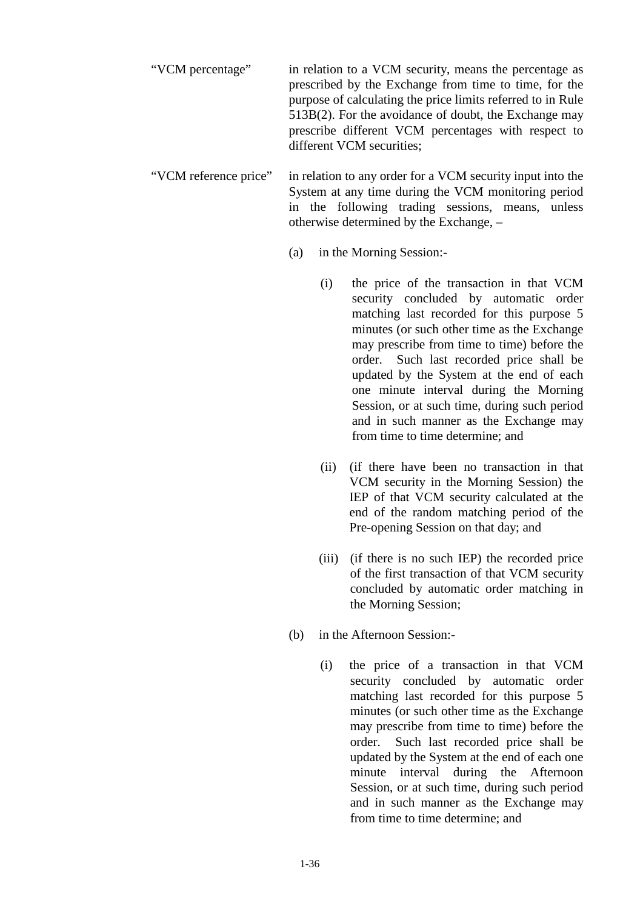"VCM percentage" in relation to a VCM security, means the percentage as prescribed by the Exchange from time to time, for the purpose of calculating the price limits referred to in Rule 513B(2). For the avoidance of doubt, the Exchange may prescribe different VCM percentages with respect to different VCM securities;

"VCM reference price" in relation to any order for a VCM security input into the System at any time during the VCM monitoring period in the following trading sessions, means, unless otherwise determined by the Exchange, –

(a) in the Morning Session:-

(i) the price of the transaction in that VCM security concluded by automatic order matching last recorded for this purpose 5 minutes (or such other time as the Exchange may prescribe from time to time) before the order. Such last recorded price shall be updated by the System at the end of each one minute interval during the Morning Session, or at such time, during such period and in such manner as the Exchange may from time to time determine; and

(ii) (if there have been no transaction in that VCM security in the Morning Session) the IEP of that VCM security calculated at the end of the random matching period of the Pre-opening Session on that day; and

(iii) (if there is no such IEP) the recorded price of the first transaction of that VCM security concluded by automatic order matching in the Morning Session;

(b) in the Afternoon Session:-

(i) the price of a transaction in that VCM security concluded by automatic order matching last recorded for this purpose 5 minutes (or such other time as the Exchange may prescribe from time to time) before the order. Such last recorded price shall be updated by the System at the end of each one minute interval during the Afternoon Session, or at such time, during such period and in such manner as the Exchange may from time to time determine; and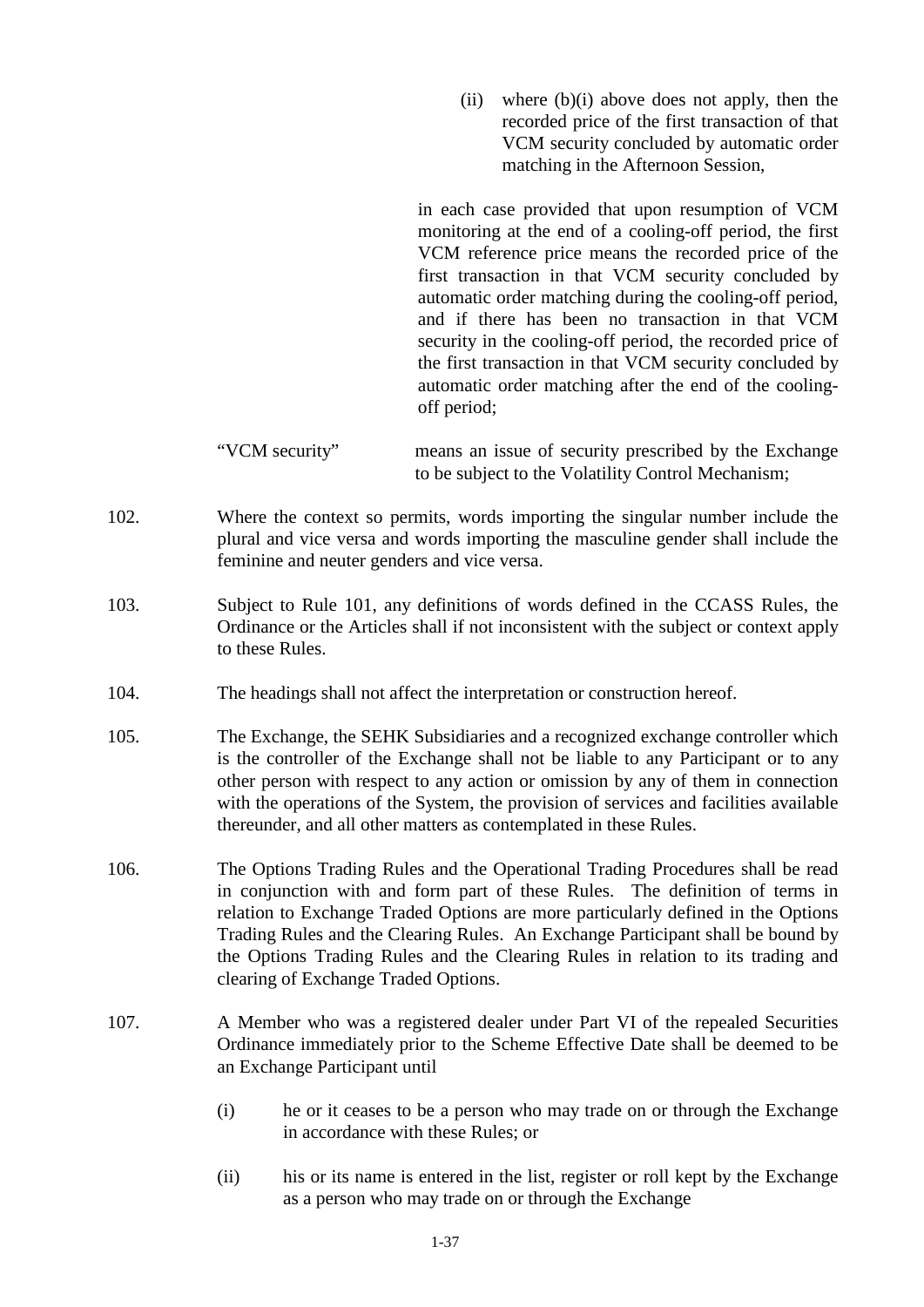(ii) where (b)(i) above does not apply, then the recorded price of the first transaction of that VCM security concluded by automatic order matching in the Afternoon Session,

in each case provided that upon resumption of VCM monitoring at the end of a cooling-off period, the first VCM reference price means the recorded price of the first transaction in that VCM security concluded by automatic order matching during the cooling-off period, and if there has been no transaction in that VCM security in the cooling-off period, the recorded price of the first transaction in that VCM security concluded by automatic order matching after the end of the cooling-off period;

"VCM security" means an issue of security prescribed by the Exchange to be subject to the Volatility Control Mechanism;

102. Where the context so permits, words importing the singular number include the plural and vice versa and words importing the masculine gender shall include the feminine and neuter genders and vice versa.

103. Subject to Rule 101, any definitions of words defined in the CCASS Rules, the Ordinance or the Articles shall if not inconsistent with the subject or context apply to these Rules.

104. The headings shall not affect the interpretation or construction hereof.

105. The Exchange, the SEHK Subsidiaries and a recognized exchange controller which is the controller of the Exchange shall not be liable to any Participant or to any other person with respect to any action or omission by any of them in connection with the operations of the System, the provision of services and facilities available thereunder, and all other matters as contemplated in these Rules.

106. The Options Trading Rules and the Operational Trading Procedures shall be read in conjunction with and form part of these Rules. The definition of terms in relation to Exchange Traded Options are more particularly defined in the Options Trading Rules and the Clearing Rules. An Exchange Participant shall be bound by the Options Trading Rules and the Clearing Rules in relation to its trading and clearing of Exchange Traded Options.

107. A Member who was a registered dealer under Part VI of the repealed Securities Ordinance immediately prior to the Scheme Effective Date shall be deemed to be an Exchange Participant until

(i) he or it ceases to be a person who may trade on or through the Exchange in accordance with these Rules; or

(ii) his or its name is entered in the list, register or roll kept by the Exchange as a person who may trade on or through the Exchange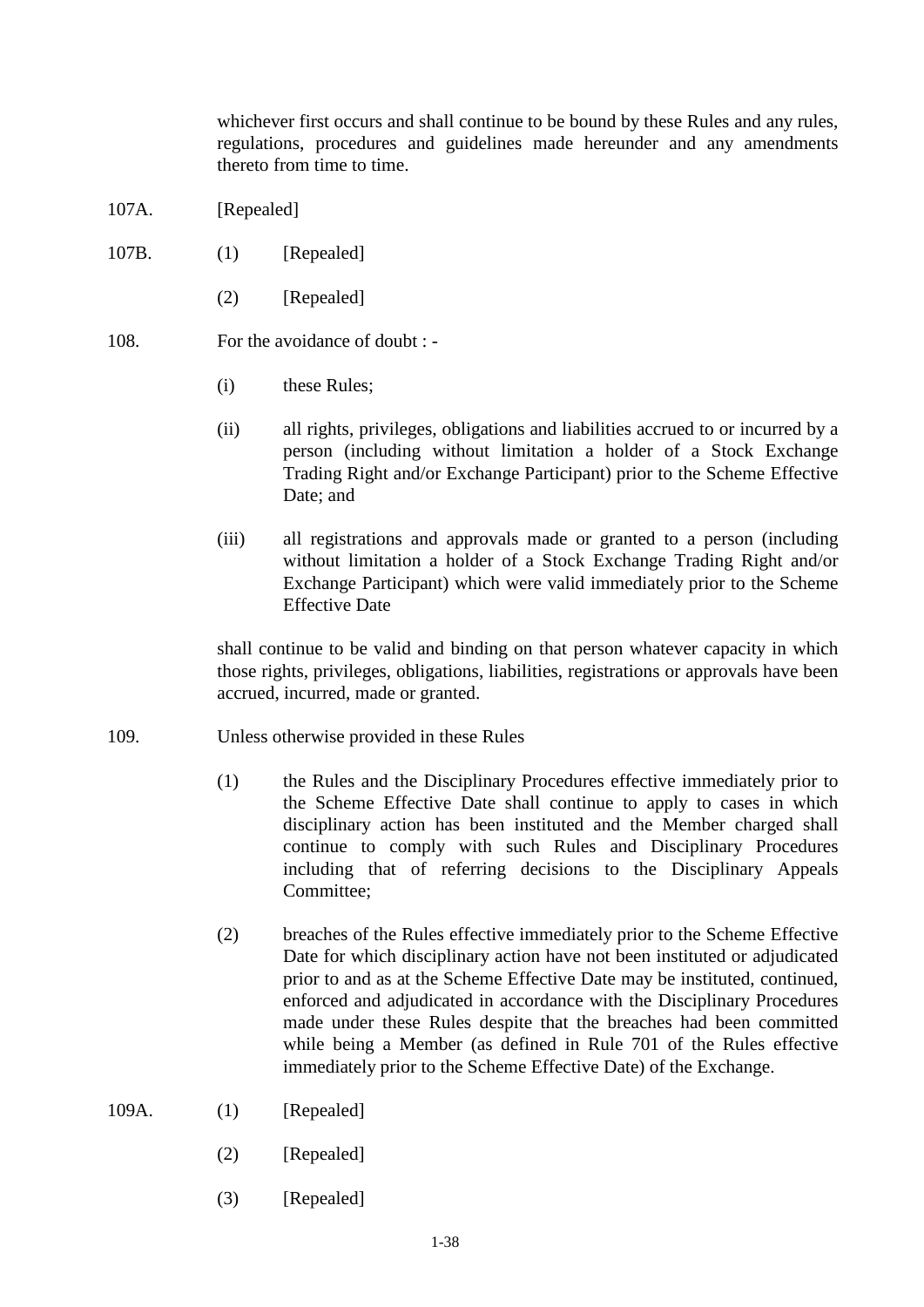whichever first occurs and shall continue to be bound by these Rules and any rules, regulations, procedures and guidelines made hereunder and any amendments thereto from time to time.

107A. [Repealed]

107B. (1) [Repealed]

(2) [Repealed]

108. For the avoidance of doubt : -

(i) these Rules;

(ii) all rights, privileges, obligations and liabilities accrued to or incurred by a person (including without limitation a holder of a Stock Exchange Trading Right and/or Exchange Participant) prior to the Scheme Effective Date; and

(iii) all registrations and approvals made or granted to a person (including without limitation a holder of a Stock Exchange Trading Right and/or Exchange Participant) which were valid immediately prior to the Scheme Effective Date

shall continue to be valid and binding on that person whatever capacity in which those rights, privileges, obligations, liabilities, registrations or approvals have been accrued, incurred, made or granted.

109. Unless otherwise provided in these Rules

(1) the Rules and the Disciplinary Procedures effective immediately prior to the Scheme Effective Date shall continue to apply to cases in which disciplinary action has been instituted and the Member charged shall continue to comply with such Rules and Disciplinary Procedures including that of referring decisions to the Disciplinary Appeals Committee;

(2) breaches of the Rules effective immediately prior to the Scheme Effective Date for which disciplinary action have not been instituted or adjudicated prior to and as at the Scheme Effective Date may be instituted, continued, enforced and adjudicated in accordance with the Disciplinary Procedures made under these Rules despite that the breaches had been committed while being a Member (as defined in Rule 701 of the Rules effective immediately prior to the Scheme Effective Date) of the Exchange.

109A. (1) [Repealed]

(2) [Repealed]

(3) [Repealed]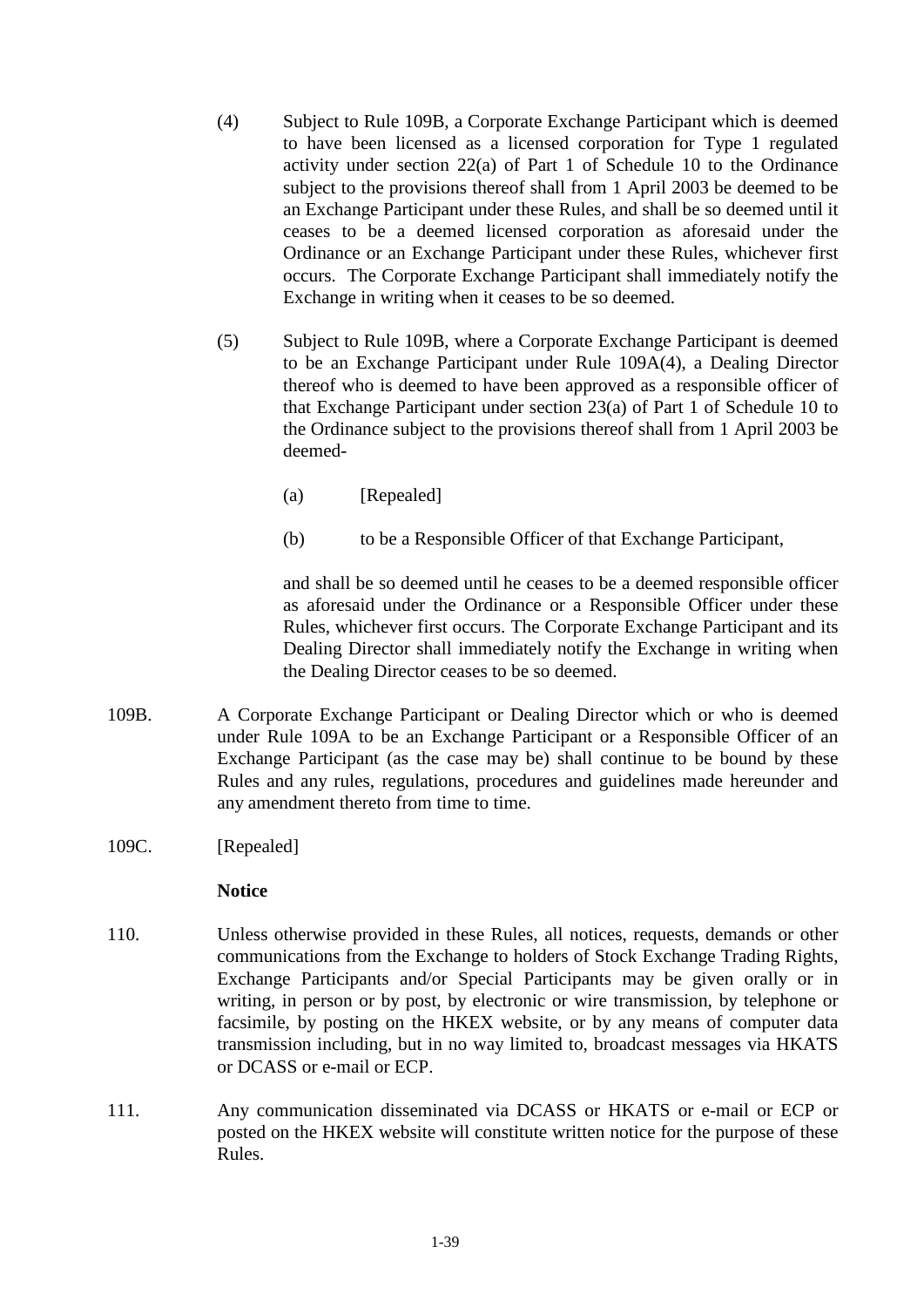(4) Subject to Rule 109B, a Corporate Exchange Participant which is deemed to have been licensed as a licensed corporation for Type 1 regulated activity under section 22(a) of Part 1 of Schedule 10 to the Ordinance subject to the provisions thereof shall from 1 April 2003 be deemed to be an Exchange Participant under these Rules, and shall be so deemed until it ceases to be a deemed licensed corporation as aforesaid under the Ordinance or an Exchange Participant under these Rules, whichever first occurs. The Corporate Exchange Participant shall immediately notify the Exchange in writing when it ceases to be so deemed.

(5) Subject to Rule 109B, where a Corporate Exchange Participant is deemed to be an Exchange Participant under Rule 109A(4), a Dealing Director thereof who is deemed to have been approved as a responsible officer of that Exchange Participant under section 23(a) of Part 1 of Schedule 10 to the Ordinance subject to the provisions thereof shall from 1 April 2003 be deemed-

(a) [Repealed]

(b) to be a Responsible Officer of that Exchange Participant,

and shall be so deemed until he ceases to be a deemed responsible officer as aforesaid under the Ordinance or a Responsible Officer under these Rules, whichever first occurs. The Corporate Exchange Participant and its Dealing Director shall immediately notify the Exchange in writing when the Dealing Director ceases to be so deemed.

109B. A Corporate Exchange Participant or Dealing Director which or who is deemed under Rule 109A to be an Exchange Participant or a Responsible Officer of an Exchange Participant (as the case may be) shall continue to be bound by these Rules and any rules, regulations, procedures and guidelines made hereunder and any amendment thereto from time to time.

109C. [Repealed]

**Notice**

110. Unless otherwise provided in these Rules, all notices, requests, demands or other communications from the Exchange to holders of Stock Exchange Trading Rights, Exchange Participants and/or Special Participants may be given orally or in writing, in person or by post, by electronic or wire transmission, by telephone or facsimile, by posting on the HKEX website, or by any means of computer data transmission including, but in no way limited to, broadcast messages via HKATS or DCASS or e-mail or ECP.

111. Any communication disseminated via DCASS or HKATS or e-mail or ECP or posted on the HKEX website will constitute written notice for the purpose of these Rules.